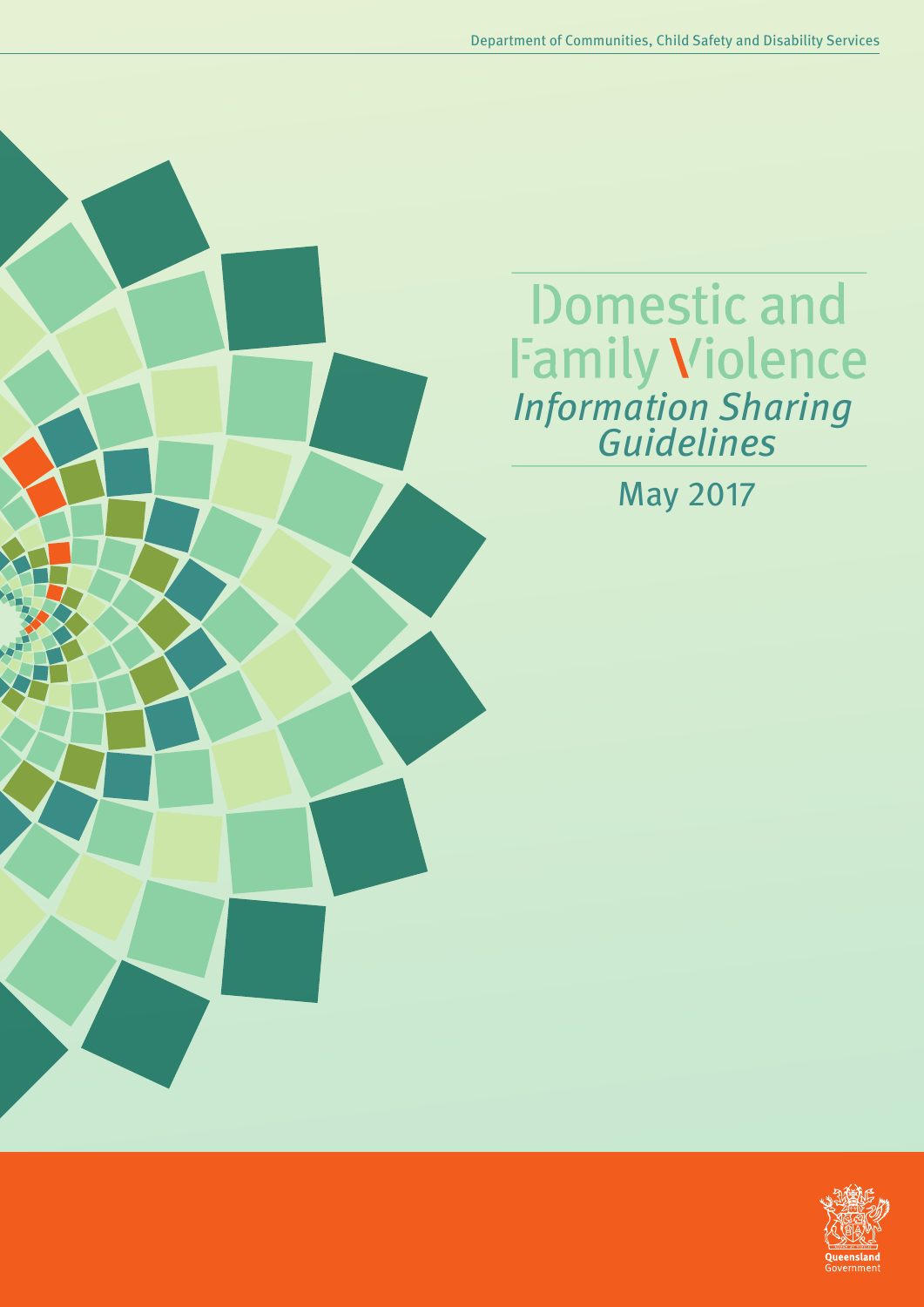Department of Communities, Child Safety and Disability Services

# Domestic and Family Violence

## *Information Sharing Guidelines*

May 2017

Queensland Government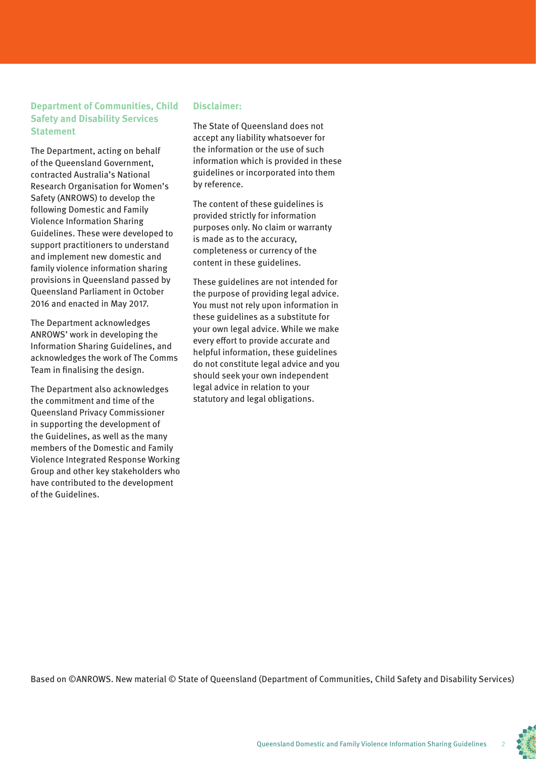## Department of Communities, Child Safety and Disability Services Statement

The Department, acting on behalf of the Queensland Government, contracted Australia's National Research Organisation for Women's Safety (ANROWS) to develop the following Domestic and Family Violence Information Sharing Guidelines. These were developed to support practitioners to understand and implement new domestic and family violence information sharing provisions in Queensland passed by Queensland Parliament in October 2016 and enacted in May 2017.

The Department acknowledges ANROWS' work in developing the Information Sharing Guidelines, and acknowledges the work of The Comms Team in finalising the design.

The Department also acknowledges the commitment and time of the Queensland Privacy Commissioner in supporting the development of the Guidelines, as well as the many members of the Domestic and Family Violence Integrated Response Working Group and other key stakeholders who have contributed to the development of the Guidelines.

## Disclaimer:

The State of Queensland does not accept any liability whatsoever for the information or the use of such information which is provided in these guidelines or incorporated into them by reference.

The content of these guidelines is provided strictly for information purposes only. No claim or warranty is made as to the accuracy, completeness or currency of the content in these guidelines.

These guidelines are not intended for the purpose of providing legal advice. You must not rely upon information in these guidelines as a substitute for your own legal advice. While we make every effort to provide accurate and helpful information, these guidelines do not constitute legal advice and you should seek your own independent legal advice in relation to your statutory and legal obligations.

Based on ©ANROWS. New material © State of Queensland (Department of Communities, Child Safety and Disability Services)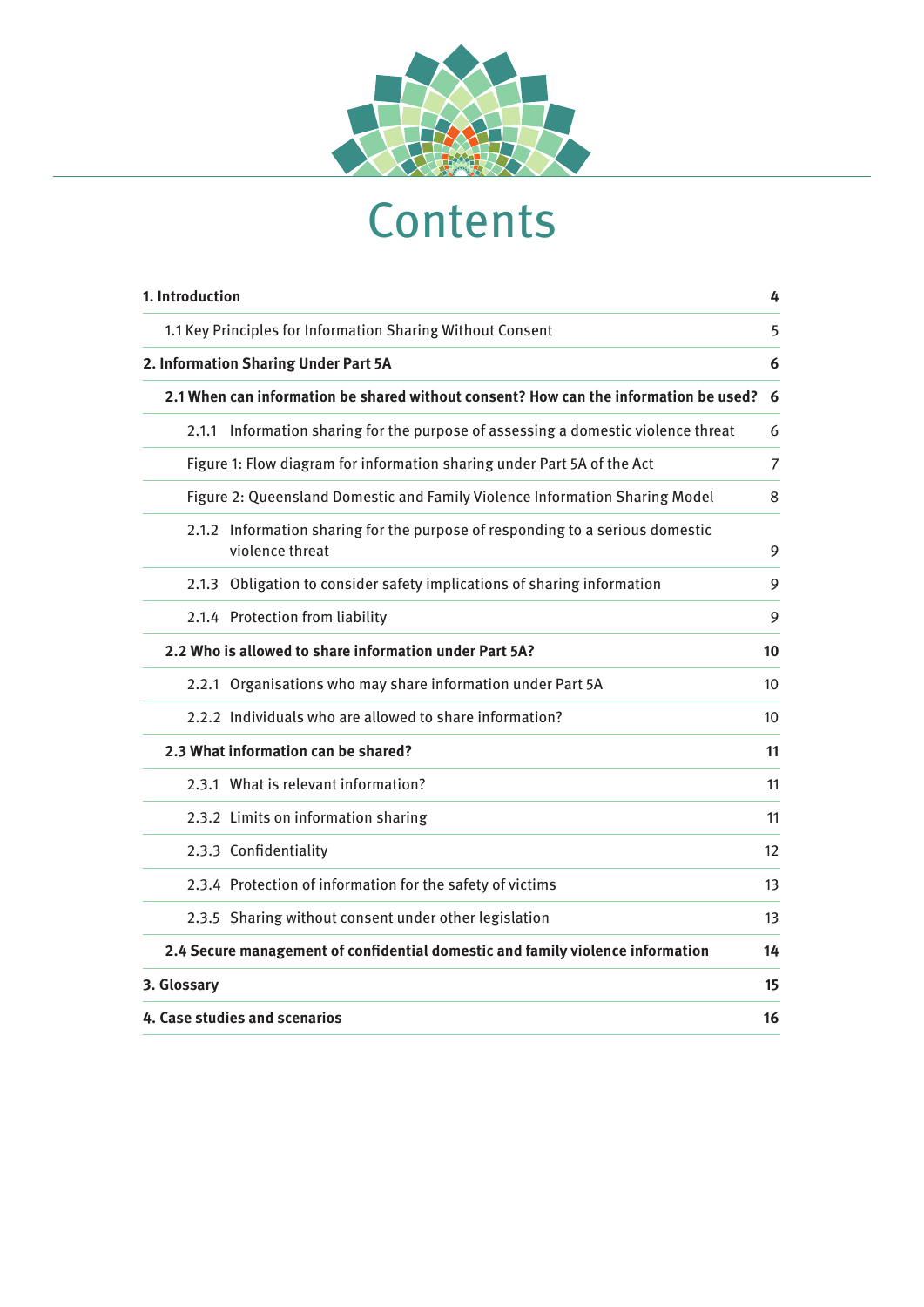# Contents

| | |
|---|---|
| **1. Introduction** | **4** |
| 1.1 Key Principles for Information Sharing Without Consent | 5 |
| **2. Information Sharing Under Part 5A** | **6** |
| **2.1 When can information be shared without consent? How can the information be used?** | **6** |
| 2.1.1 Information sharing for the purpose of assessing a domestic violence threat | 6 |
| Figure 1: Flow diagram for information sharing under Part 5A of the Act | 7 |
| Figure 2: Queensland Domestic and Family Violence Information Sharing Model | 8 |
| 2.1.2 Information sharing for the purpose of responding to a serious domestic violence threat | 9 |
| 2.1.3 Obligation to consider safety implications of sharing information | 9 |
| 2.1.4 Protection from liability | 9 |
| **2.2 Who is allowed to share information under Part 5A?** | **10** |
| 2.2.1 Organisations who may share information under Part 5A | 10 |
| 2.2.2 Individuals who are allowed to share information? | 10 |
| **2.3 What information can be shared?** | **11** |
| 2.3.1 What is relevant information? | 11 |
| 2.3.2 Limits on information sharing | 11 |
| 2.3.3 Confidentiality | 12 |
| 2.3.4 Protection of information for the safety of victims | 13 |
| 2.3.5 Sharing without consent under other legislation | 13 |
| **2.4 Secure management of confidential domestic and family violence information** | **14** |
| **3. Glossary** | **15** |
| **4. Case studies and scenarios** | **16** |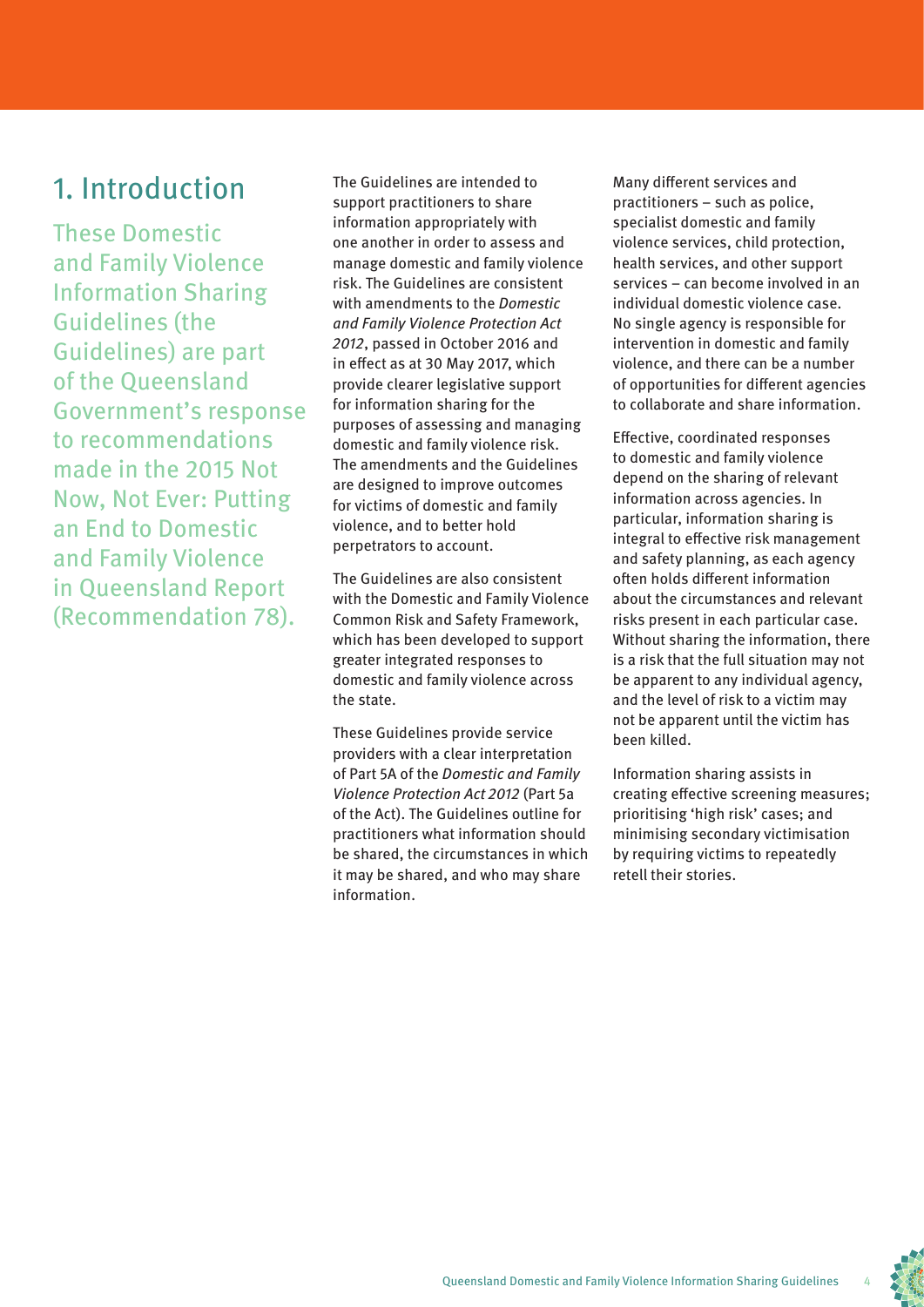# 1. Introduction

These Domestic and Family Violence Information Sharing Guidelines (the Guidelines) are part of the Queensland Government's response to recommendations made in the 2015 Not Now, Not Ever: Putting an End to Domestic and Family Violence in Queensland Report (Recommendation 78).

The Guidelines are intended to support practitioners to share information appropriately with one another in order to assess and manage domestic and family violence risk. The Guidelines are consistent with amendments to the *Domestic and Family Violence Protection Act 2012*, passed in October 2016 and in effect as at 30 May 2017, which provide clearer legislative support for information sharing for the purposes of assessing and managing domestic and family violence risk. The amendments and the Guidelines are designed to improve outcomes for victims of domestic and family violence, and to better hold perpetrators to account.

The Guidelines are also consistent with the Domestic and Family Violence Common Risk and Safety Framework, which has been developed to support greater integrated responses to domestic and family violence across the state.

These Guidelines provide service providers with a clear interpretation of Part 5A of the *Domestic and Family Violence Protection Act 2012* (Part 5a of the Act). The Guidelines outline for practitioners what information should be shared, the circumstances in which it may be shared, and who may share information.

Many different services and practitioners – such as police, specialist domestic and family violence services, child protection, health services, and other support services – can become involved in an individual domestic violence case. No single agency is responsible for intervention in domestic and family violence, and there can be a number of opportunities for different agencies to collaborate and share information.

Effective, coordinated responses to domestic and family violence depend on the sharing of relevant information across agencies. In particular, information sharing is integral to effective risk management and safety planning, as each agency often holds different information about the circumstances and relevant risks present in each particular case. Without sharing the information, there is a risk that the full situation may not be apparent to any individual agency, and the level of risk to a victim may not be apparent until the victim has been killed.

Information sharing assists in creating effective screening measures; prioritising 'high risk' cases; and minimising secondary victimisation by requiring victims to repeatedly retell their stories.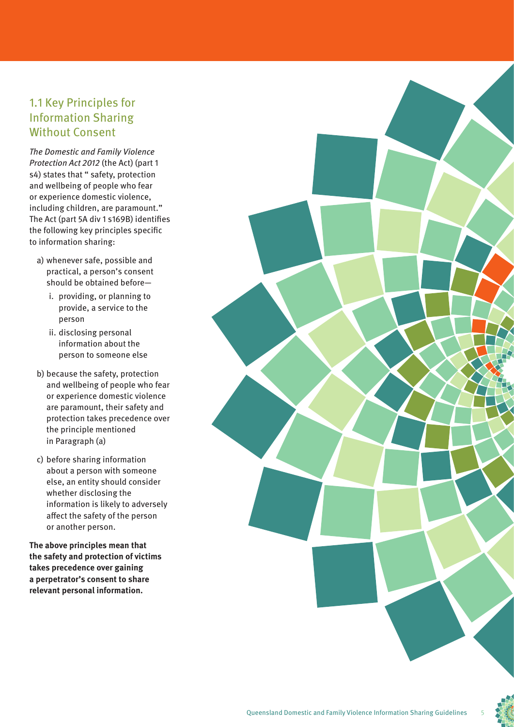## 1.1 Key Principles for Information Sharing Without Consent

*The Domestic and Family Violence Protection Act 2012* (the Act) (part 1 s4) states that " safety, protection and wellbeing of people who fear or experience domestic violence, including children, are paramount." The Act (part 5A div 1 s169B) identifies the following key principles specific to information sharing:

a) whenever safe, possible and practical, a person's consent should be obtained before—
   - i. providing, or planning to provide, a service to the person
   - ii. disclosing personal information about the person to someone else

b) because the safety, protection and wellbeing of people who fear or experience domestic violence are paramount, their safety and protection takes precedence over the principle mentioned in Paragraph (a)

c) before sharing information about a person with someone else, an entity should consider whether disclosing the information is likely to adversely affect the safety of the person or another person.

**The above principles mean that the safety and protection of victims takes precedence over gaining a perpetrator's consent to share relevant personal information.**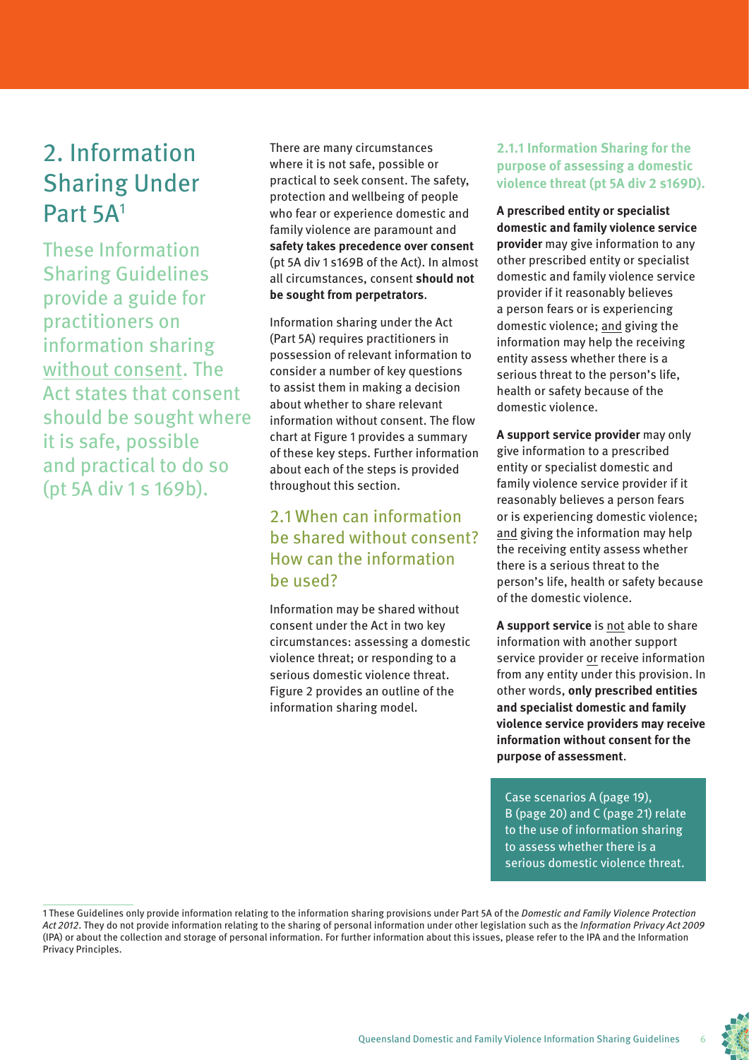# 2. Information Sharing Under Part 5A[1]

These Information Sharing Guidelines provide a guide for practitioners on information sharing without consent. The Act states that consent should be sought where it is safe, possible and practical to do so (pt 5A div 1 s 169b).

There are many circumstances where it is not safe, possible or practical to seek consent. The safety, protection and wellbeing of people who fear or experience domestic and family violence are paramount and **safety takes precedence over consent** (pt 5A div 1 s169B of the Act). In almost all circumstances, consent **should not be sought from perpetrators**.

Information sharing under the Act (Part 5A) requires practitioners in possession of relevant information to consider a number of key questions to assist them in making a decision about whether to share relevant information without consent. The flow chart at Figure 1 provides a summary of these key steps. Further information about each of the steps is provided throughout this section.

## 2.1 When can information be shared without consent? How can the information be used?

Information may be shared without consent under the Act in two key circumstances: assessing a domestic violence threat; or responding to a serious domestic violence threat. Figure 2 provides an outline of the information sharing model.

### 2.1.1 Information Sharing for the purpose of assessing a domestic violence threat (pt 5A div 2 s169D).

**A prescribed entity or specialist domestic and family violence service provider** may give information to any other prescribed entity or specialist domestic and family violence service provider if it reasonably believes a person fears or is experiencing domestic violence; and giving the information may help the receiving entity assess whether there is a serious threat to the person's life, health or safety because of the domestic violence.

**A support service provider** may only give information to a prescribed entity or specialist domestic and family violence service provider if it reasonably believes a person fears or is experiencing domestic violence; and giving the information may help the receiving entity assess whether there is a serious threat to the person's life, health or safety because of the domestic violence.

**A support service** is not able to share information with another support service provider or receive information from any entity under this provision. In other words, **only prescribed entities and specialist domestic and family violence service providers may receive information without consent for the purpose of assessment**.

Case scenarios A (page 19), B (page 20) and C (page 21) relate to the use of information sharing to assess whether there is a serious domestic violence threat.

---

[1] These Guidelines only provide information relating to the information sharing provisions under Part 5A of the *Domestic and Family Violence Protection Act 2012*. They do not provide information relating to the sharing of personal information under other legislation such as the *Information Privacy Act 2009* (IPA) or about the collection and storage of personal information. For further information about this issues, please refer to the IPA and the Information Privacy Principles.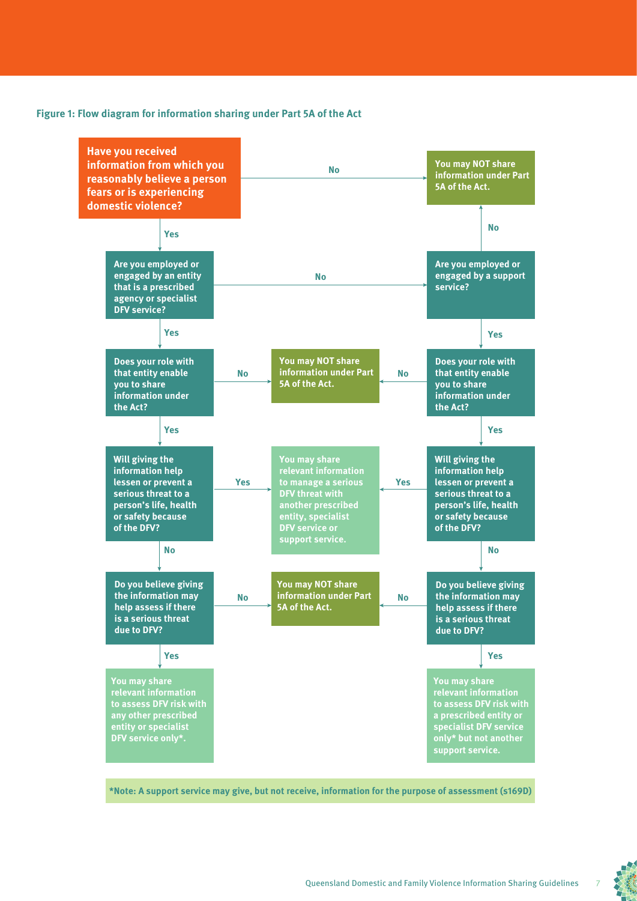**Figure 1: Flow diagram for information sharing under Part 5A of the Act**

**Have you received information from which you reasonably believe a person fears or is experiencing domestic violence?**

- **No** → You may NOT share information under Part 5A of the Act.
- **Yes** → Are you employed or engaged by an entity that is a prescribed agency or specialist DFV service?

**Are you employed or engaged by an entity that is a prescribed agency or specialist DFV service?**

- **Yes** → Does your role with that entity enable you to share information under the Act?
  - **No** → You may NOT share information under Part 5A of the Act.
  - **Yes** → Will giving the information help lessen or prevent a serious threat to a person's life, health or safety because of the DFV?
    - **Yes** → You may share relevant information to manage a serious DFV threat with another prescribed entity, specialist DFV service or support service.
    - **No** → Do you believe giving the information may help assess if there is a serious threat due to DFV?
      - **No** → You may NOT share information under Part 5A of the Act.
      - **Yes** → You may share relevant information to assess DFV risk with any other prescribed entity or specialist DFV service only*.
- **No** → Are you employed or engaged by a support service?
  - **No** → You may NOT share information under Part 5A of the Act.
  - **Yes** → Does your role with that entity enable you to share information under the Act?
    - **No** → You may NOT share information under Part 5A of the Act.
    - **Yes** → Will giving the information help lessen or prevent a serious threat to a person's life, health or safety because of the DFV?
      - **Yes** → You may share relevant information to manage a serious DFV threat with another prescribed entity, specialist DFV service or support service.
      - **No** → Do you believe giving the information may help assess if there is a serious threat due to DFV?
        - **No** → You may NOT share information under Part 5A of the Act.
        - **Yes** → You may share relevant information to assess DFV risk with a prescribed entity or specialist DFV service only* but not another support service.

***Note: A support service may give, but not receive, information for the purpose of assessment (s169D)**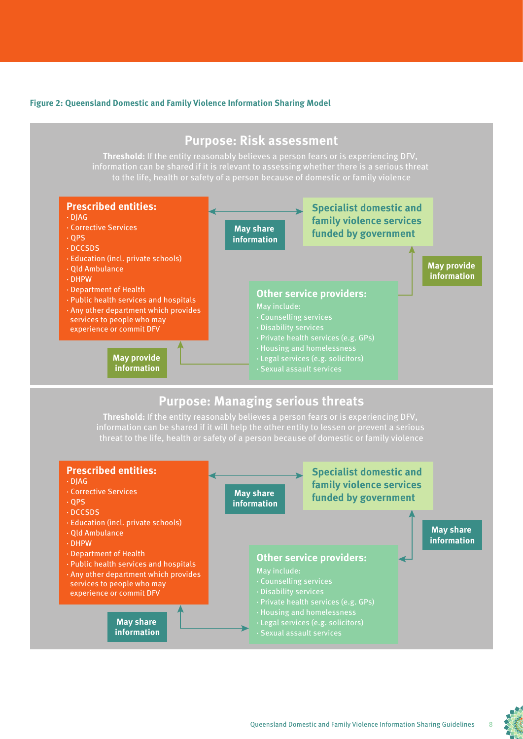**Figure 2: Queensland Domestic and Family Violence Information Sharing Model**

## Purpose: Risk assessment

**Threshold:** If the entity reasonably believes a person fears or is experiencing DFV, information can be shared if it is relevant to assessing whether there is a serious threat to the life, health or safety of a person because of domestic or family violence

**Prescribed entities:**

- DJAG
- Corrective Services
- QPS
- DCCSDS
- Education (incl. private schools)
- Qld Ambulance
- DHPW
- Department of Health
- Public health services and hospitals
- Any other department which provides services to people who may experience or commit DFV

**May share information**

**Specialist domestic and family violence services funded by government**

**May provide information**

**Other service providers:**

May include:

- Counselling services
- Disability services
- Private health services (e.g. GPs)
- Housing and homelessness
- Legal services (e.g. solicitors)
- Sexual assault services

**May provide information**

## Purpose: Managing serious threats

**Threshold:** If the entity reasonably believes a person fears or is experiencing DFV, information can be shared if it will help the other entity to lessen or prevent a serious threat to the life, health or safety of a person because of domestic or family violence

**Prescribed entities:**

- DJAG
- Corrective Services
- QPS
- DCCSDS
- Education (incl. private schools)
- Qld Ambulance
- DHPW
- Department of Health
- Public health services and hospitals
- Any other department which provides services to people who may experience or commit DFV

**May share information**

**Specialist domestic and family violence services funded by government**

**May share information**

**Other service providers:**

May include:

- Counselling services
- Disability services
- Private health services (e.g. GPs)
- Housing and homelessness
- Legal services (e.g. solicitors)
- Sexual assault services

**May share information**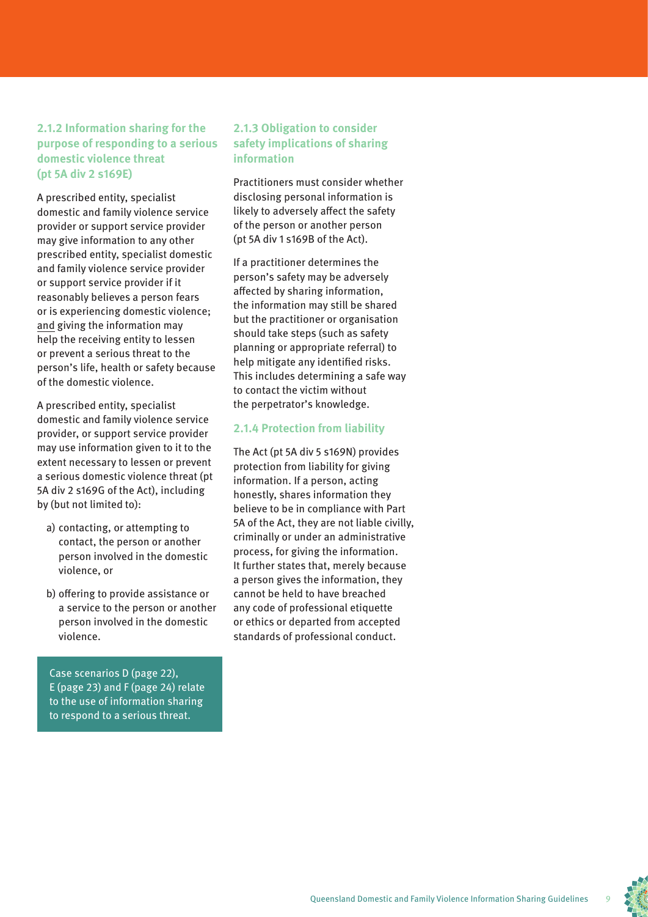### 2.1.2 Information sharing for the purpose of responding to a serious domestic violence threat (pt 5A div 2 s169E)

A prescribed entity, specialist domestic and family violence service provider or support service provider may give information to any other prescribed entity, specialist domestic and family violence service provider or support service provider if it reasonably believes a person fears or is experiencing domestic violence; and giving the information may help the receiving entity to lessen or prevent a serious threat to the person's life, health or safety because of the domestic violence.

A prescribed entity, specialist domestic and family violence service provider, or support service provider may use information given to it to the extent necessary to lessen or prevent a serious domestic violence threat (pt 5A div 2 s169G of the Act), including by (but not limited to):

a) contacting, or attempting to contact, the person or another person involved in the domestic violence, or

b) offering to provide assistance or a service to the person or another person involved in the domestic violence.

Case scenarios D (page 22), E (page 23) and F (page 24) relate to the use of information sharing to respond to a serious threat.

### 2.1.3 Obligation to consider safety implications of sharing information

Practitioners must consider whether disclosing personal information is likely to adversely affect the safety of the person or another person (pt 5A div 1 s169B of the Act).

If a practitioner determines the person's safety may be adversely affected by sharing information, the information may still be shared but the practitioner or organisation should take steps (such as safety planning or appropriate referral) to help mitigate any identified risks. This includes determining a safe way to contact the victim without the perpetrator's knowledge.

### 2.1.4 Protection from liability

The Act (pt 5A div 5 s169N) provides protection from liability for giving information. If a person, acting honestly, shares information they believe to be in compliance with Part 5A of the Act, they are not liable civilly, criminally or under an administrative process, for giving the information. It further states that, merely because a person gives the information, they cannot be held to have breached any code of professional etiquette or ethics or departed from accepted standards of professional conduct.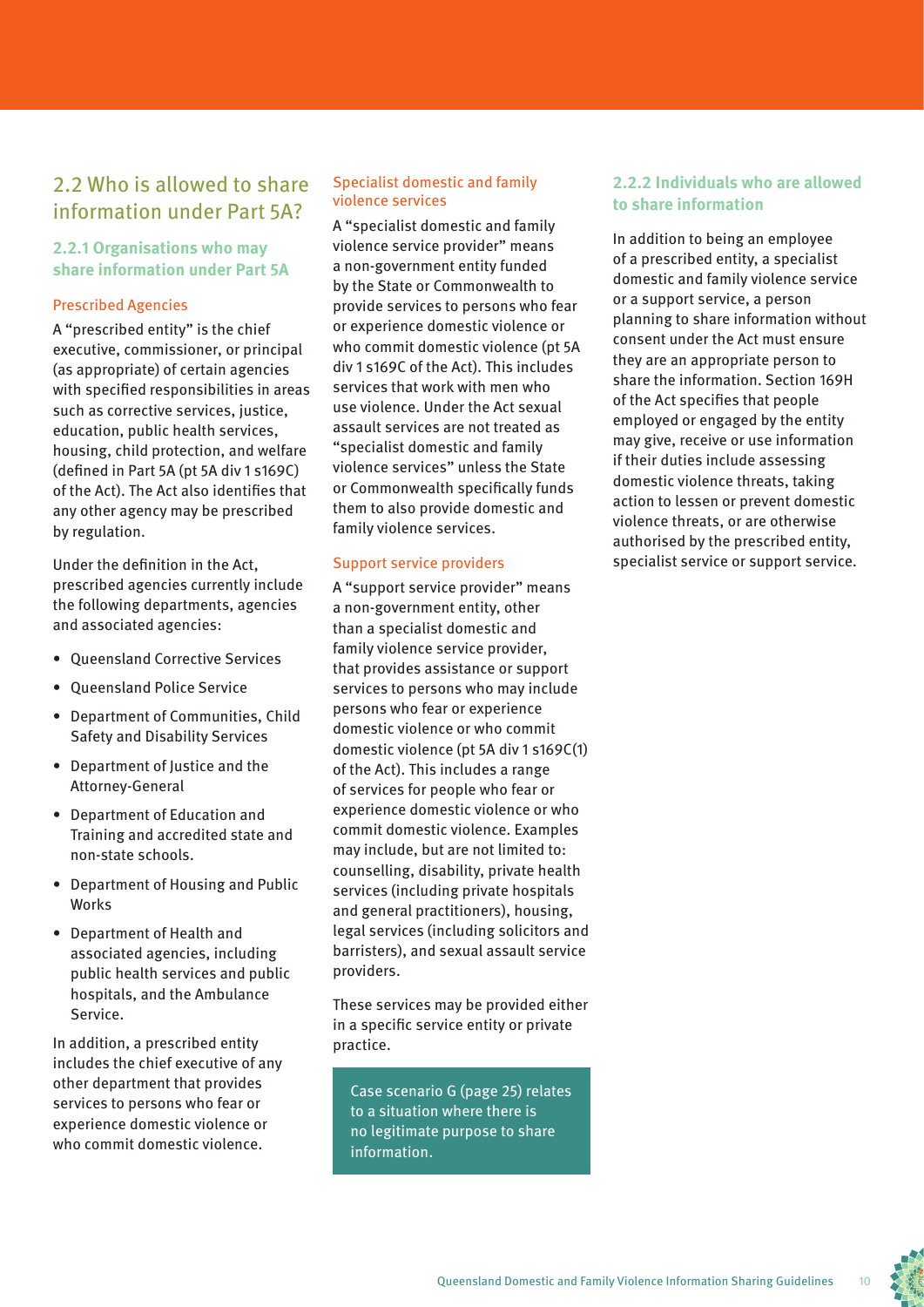## 2.2 Who is allowed to share information under Part 5A?

### 2.2.1 Organisations who may share information under Part 5A

#### Prescribed Agencies

A "prescribed entity" is the chief executive, commissioner, or principal (as appropriate) of certain agencies with specified responsibilities in areas such as corrective services, justice, education, public health services, housing, child protection, and welfare (defined in Part 5A (pt 5A div 1 s169C) of the Act). The Act also identifies that any other agency may be prescribed by regulation.

Under the definition in the Act, prescribed agencies currently include the following departments, agencies and associated agencies:

- Queensland Corrective Services
- Queensland Police Service
- Department of Communities, Child Safety and Disability Services
- Department of Justice and the Attorney-General
- Department of Education and Training and accredited state and non-state schools.
- Department of Housing and Public Works
- Department of Health and associated agencies, including public health services and public hospitals, and the Ambulance Service.

In addition, a prescribed entity includes the chief executive of any other department that provides services to persons who fear or experience domestic violence or who commit domestic violence.

#### Specialist domestic and family violence services

A "specialist domestic and family violence service provider" means a non-government entity funded by the State or Commonwealth to provide services to persons who fear or experience domestic violence or who commit domestic violence (pt 5A div 1 s169C of the Act). This includes services that work with men who use violence. Under the Act sexual assault services are not treated as "specialist domestic and family violence services" unless the State or Commonwealth specifically funds them to also provide domestic and family violence services.

#### Support service providers

A "support service provider" means a non-government entity, other than a specialist domestic and family violence service provider, that provides assistance or support services to persons who may include persons who fear or experience domestic violence or who commit domestic violence (pt 5A div 1 s169C(1) of the Act). This includes a range of services for people who fear or experience domestic violence or who commit domestic violence. Examples may include, but are not limited to: counselling, disability, private health services (including private hospitals and general practitioners), housing, legal services (including solicitors and barristers), and sexual assault service providers.

These services may be provided either in a specific service entity or private practice.

> Case scenario G (page 25) relates to a situation where there is no legitimate purpose to share information.

### 2.2.2 Individuals who are allowed to share information

In addition to being an employee of a prescribed entity, a specialist domestic and family violence service or a support service, a person planning to share information without consent under the Act must ensure they are an appropriate person to share the information. Section 169H of the Act specifies that people employed or engaged by the entity may give, receive or use information if their duties include assessing domestic violence threats, taking action to lessen or prevent domestic violence threats, or are otherwise authorised by the prescribed entity, specialist service or support service.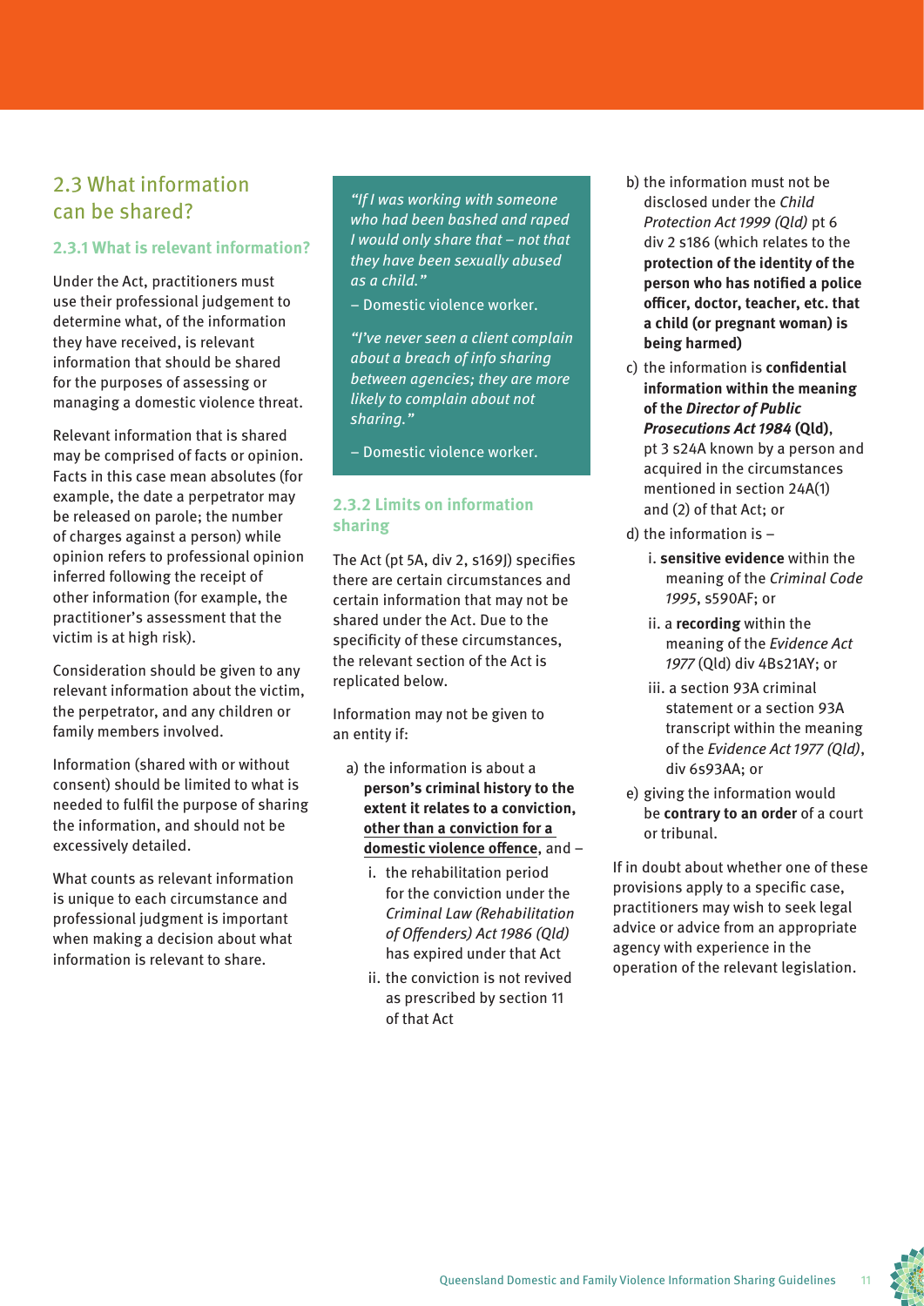## 2.3 What information can be shared?

### 2.3.1 What is relevant information?

Under the Act, practitioners must use their professional judgement to determine what, of the information they have received, is relevant information that should be shared for the purposes of assessing or managing a domestic violence threat.

Relevant information that is shared may be comprised of facts or opinion. Facts in this case mean absolutes (for example, the date a perpetrator may be released on parole; the number of charges against a person) while opinion refers to professional opinion inferred following the receipt of other information (for example, the practitioner's assessment that the victim is at high risk).

Consideration should be given to any relevant information about the victim, the perpetrator, and any children or family members involved.

Information (shared with or without consent) should be limited to what is needed to fulfil the purpose of sharing the information, and should not be excessively detailed.

What counts as relevant information is unique to each circumstance and professional judgment is important when making a decision about what information is relevant to share.

> *"If I was working with someone who had been bashed and raped I would only share that – not that they have been sexually abused as a child."*
>
> – Domestic violence worker.
>
> *"I've never seen a client complain about a breach of info sharing between agencies; they are more likely to complain about not sharing."*
>
> – Domestic violence worker.

### 2.3.2 Limits on information sharing

The Act (pt 5A, div 2, s169J) specifies there are certain circumstances and certain information that may not be shared under the Act. Due to the specificity of these circumstances, the relevant section of the Act is replicated below.

Information may not be given to an entity if:

a) the information is about a **person's criminal history to the extent it relates to a conviction, <u>other than a conviction for a domestic violence offence</u>**, and –
   i. the rehabilitation period for the conviction under the *Criminal Law (Rehabilitation of Offenders) Act 1986 (Qld)* has expired under that Act
   ii. the conviction is not revived as prescribed by section 11 of that Act

b) the information must not be disclosed under the *Child Protection Act 1999 (Qld)* pt 6 div 2 s186 (which relates to the **protection of the identity of the person who has notified a police officer, doctor, teacher, etc. that a child (or pregnant woman) is being harmed)**

c) the information is **confidential information within the meaning of the *Director of Public Prosecutions Act 1984* (Qld)**, pt 3 s24A known by a person and acquired in the circumstances mentioned in section 24A(1) and (2) of that Act; or

d) the information is –
   i. **sensitive evidence** within the meaning of the *Criminal Code 1995*, s590AF; or
   ii. a **recording** within the meaning of the *Evidence Act 1977* (Qld) div 4Bs21AY; or
   iii. a section 93A criminal statement or a section 93A transcript within the meaning of the *Evidence Act 1977 (Qld)*, div 6s93AA; or

e) giving the information would be **contrary to an order** of a court or tribunal.

If in doubt about whether one of these provisions apply to a specific case, practitioners may wish to seek legal advice or advice from an appropriate agency with experience in the operation of the relevant legislation.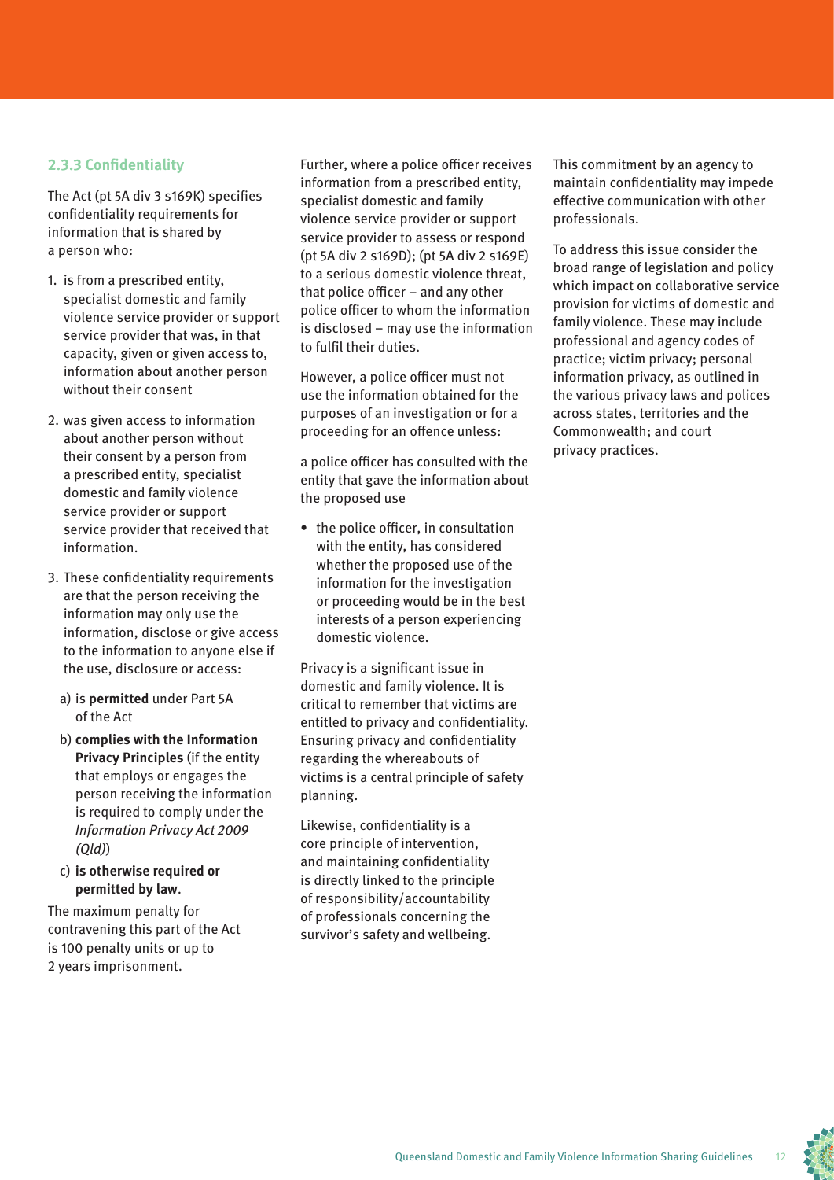### 2.3.3 Confidentiality

The Act (pt 5A div 3 s169K) specifies confidentiality requirements for information that is shared by a person who:

1. is from a prescribed entity, specialist domestic and family violence service provider or support service provider that was, in that capacity, given or given access to, information about another person without their consent
2. was given access to information about another person without their consent by a person from a prescribed entity, specialist domestic and family violence service provider or support service provider that received that information.
3. These confidentiality requirements are that the person receiving the information may only use the information, disclose or give access to the information to anyone else if the use, disclosure or access:
   a) is **permitted** under Part 5A of the Act
   b) **complies with the Information Privacy Principles** (if the entity that employs or engages the person receiving the information is required to comply under the *Information Privacy Act 2009 (Qld)*)
   c) **is otherwise required or permitted by law**.

The maximum penalty for contravening this part of the Act is 100 penalty units or up to 2 years imprisonment.

Further, where a police officer receives information from a prescribed entity, specialist domestic and family violence service provider or support service provider to assess or respond (pt 5A div 2 s169D); (pt 5A div 2 s169E) to a serious domestic violence threat, that police officer – and any other police officer to whom the information is disclosed – may use the information to fulfil their duties.

However, a police officer must not use the information obtained for the purposes of an investigation or for a proceeding for an offence unless:

a police officer has consulted with the entity that gave the information about the proposed use

- the police officer, in consultation with the entity, has considered whether the proposed use of the information for the investigation or proceeding would be in the best interests of a person experiencing domestic violence.

Privacy is a significant issue in domestic and family violence. It is critical to remember that victims are entitled to privacy and confidentiality. Ensuring privacy and confidentiality regarding the whereabouts of victims is a central principle of safety planning.

Likewise, confidentiality is a core principle of intervention, and maintaining confidentiality is directly linked to the principle of responsibility/accountability of professionals concerning the survivor's safety and wellbeing.

This commitment by an agency to maintain confidentiality may impede effective communication with other professionals.

To address this issue consider the broad range of legislation and policy which impact on collaborative service provision for victims of domestic and family violence. These may include professional and agency codes of practice; victim privacy; personal information privacy, as outlined in the various privacy laws and polices across states, territories and the Commonwealth; and court privacy practices.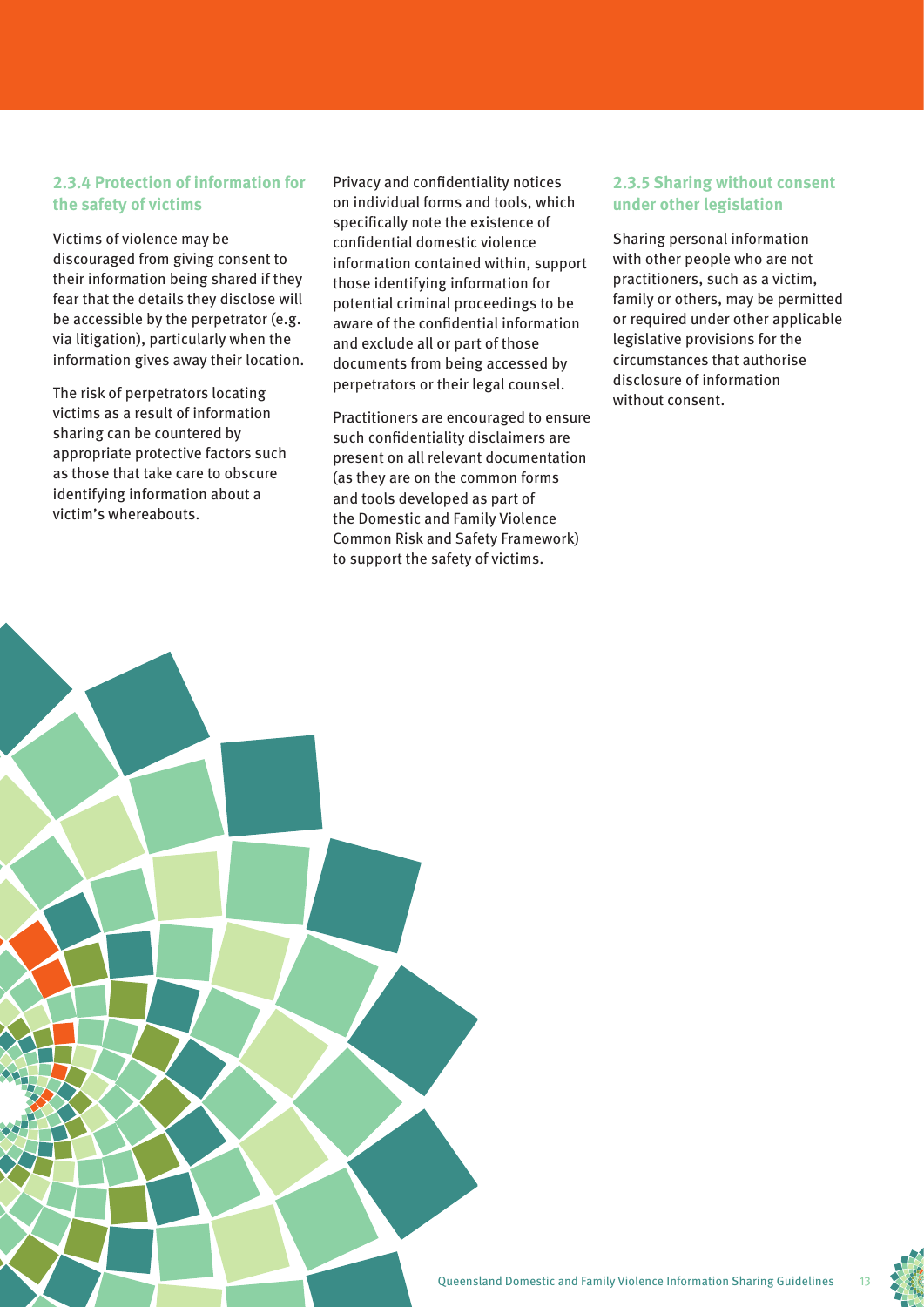### 2.3.4 Protection of information for the safety of victims

Victims of violence may be discouraged from giving consent to their information being shared if they fear that the details they disclose will be accessible by the perpetrator (e.g. via litigation), particularly when the information gives away their location.

The risk of perpetrators locating victims as a result of information sharing can be countered by appropriate protective factors such as those that take care to obscure identifying information about a victim's whereabouts.

Privacy and confidentiality notices on individual forms and tools, which specifically note the existence of confidential domestic violence information contained within, support those identifying information for potential criminal proceedings to be aware of the confidential information and exclude all or part of those documents from being accessed by perpetrators or their legal counsel.

Practitioners are encouraged to ensure such confidentiality disclaimers are present on all relevant documentation (as they are on the common forms and tools developed as part of the Domestic and Family Violence Common Risk and Safety Framework) to support the safety of victims.

### 2.3.5 Sharing without consent under other legislation

Sharing personal information with other people who are not practitioners, such as a victim, family or others, may be permitted or required under other applicable legislative provisions for the circumstances that authorise disclosure of information without consent.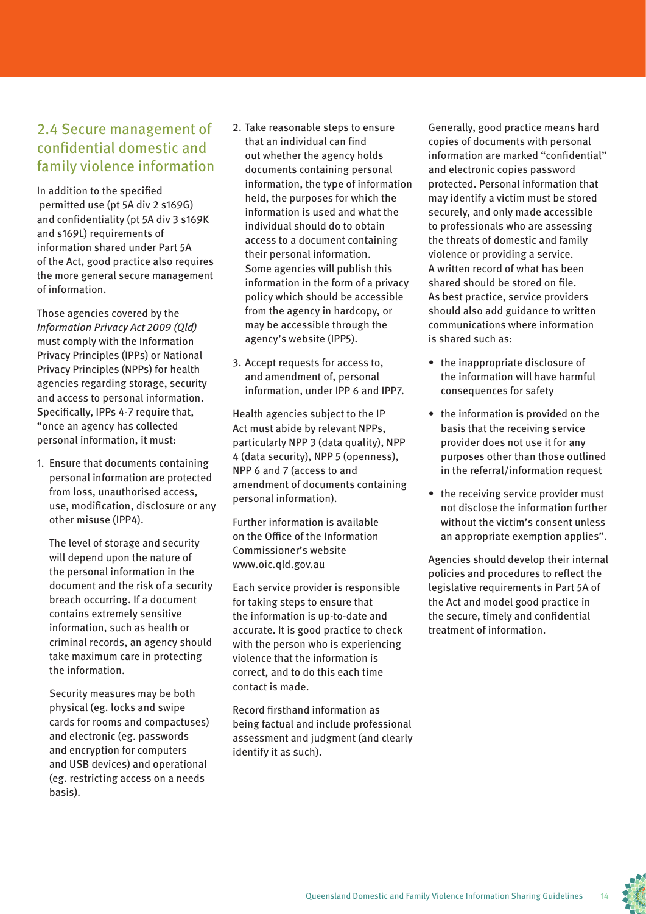## 2.4 Secure management of confidential domestic and family violence information

In addition to the specified permitted use (pt 5A div 2 s169G) and confidentiality (pt 5A div 3 s169K and s169L) requirements of information shared under Part 5A of the Act, good practice also requires the more general secure management of information.

Those agencies covered by the *Information Privacy Act 2009 (Qld)* must comply with the Information Privacy Principles (IPPs) or National Privacy Principles (NPPs) for health agencies regarding storage, security and access to personal information. Specifically, IPPs 4-7 require that, "once an agency has collected personal information, it must:

1. Ensure that documents containing personal information are protected from loss, unauthorised access, use, modification, disclosure or any other misuse (IPP4).

   The level of storage and security will depend upon the nature of the personal information in the document and the risk of a security breach occurring. If a document contains extremely sensitive information, such as health or criminal records, an agency should take maximum care in protecting the information.

   Security measures may be both physical (eg. locks and swipe cards for rooms and compactuses) and electronic (eg. passwords and encryption for computers and USB devices) and operational (eg. restricting access on a needs basis).

2. Take reasonable steps to ensure that an individual can find out whether the agency holds documents containing personal information, the type of information held, the purposes for which the information is used and what the individual should do to obtain access to a document containing their personal information. Some agencies will publish this information in the form of a privacy policy which should be accessible from the agency in hardcopy, or may be accessible through the agency's website (IPP5).

3. Accept requests for access to, and amendment of, personal information, under IPP 6 and IPP7.

Health agencies subject to the IP Act must abide by relevant NPPs, particularly NPP 3 (data quality), NPP 4 (data security), NPP 5 (openness), NPP 6 and 7 (access to and amendment of documents containing personal information).

Further information is available on the Office of the Information Commissioner's website www.oic.qld.gov.au

Each service provider is responsible for taking steps to ensure that the information is up-to-date and accurate. It is good practice to check with the person who is experiencing violence that the information is correct, and to do this each time contact is made.

Record firsthand information as being factual and include professional assessment and judgment (and clearly identify it as such).

Generally, good practice means hard copies of documents with personal information are marked "confidential" and electronic copies password protected. Personal information that may identify a victim must be stored securely, and only made accessible to professionals who are assessing the threats of domestic and family violence or providing a service. A written record of what has been shared should be stored on file. As best practice, service providers should also add guidance to written communications where information is shared such as:

- the inappropriate disclosure of the information will have harmful consequences for safety
- the information is provided on the basis that the receiving service provider does not use it for any purposes other than those outlined in the referral/information request
- the receiving service provider must not disclose the information further without the victim's consent unless an appropriate exemption applies".

Agencies should develop their internal policies and procedures to reflect the legislative requirements in Part 5A of the Act and model good practice in the secure, timely and confidential treatment of information.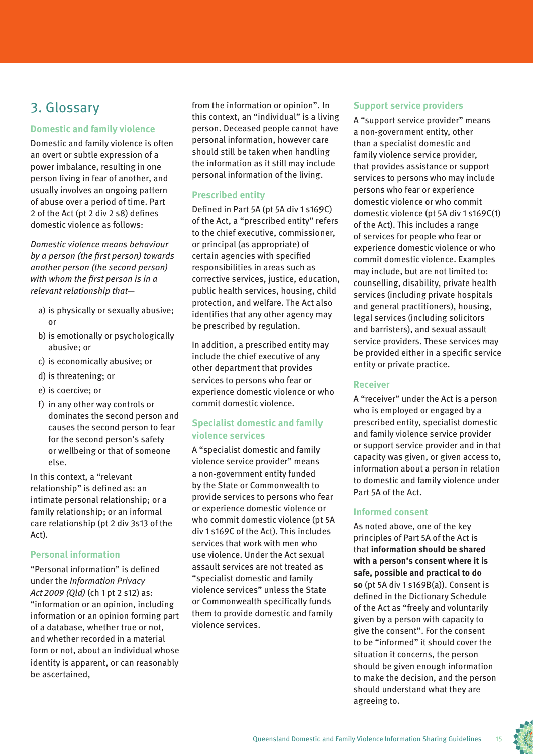## 3. Glossary

### Domestic and family violence

Domestic and family violence is often an overt or subtle expression of a power imbalance, resulting in one person living in fear of another, and usually involves an ongoing pattern of abuse over a period of time. Part 2 of the Act (pt 2 div 2 s8) defines domestic violence as follows:

*Domestic violence means behaviour by a person (the first person) towards another person (the second person) with whom the first person is in a relevant relationship that—*

a) is physically or sexually abusive; or
b) is emotionally or psychologically abusive; or
c) is economically abusive; or
d) is threatening; or
e) is coercive; or
f) in any other way controls or dominates the second person and causes the second person to fear for the second person's safety or wellbeing or that of someone else.

In this context, a "relevant relationship" is defined as: an intimate personal relationship; or a family relationship; or an informal care relationship (pt 2 div 3s13 of the Act).

### Personal information

"Personal information" is defined under the *Information Privacy Act 2009 (Qld)* (ch 1 pt 2 s12) as: "information or an opinion, including information or an opinion forming part of a database, whether true or not, and whether recorded in a material form or not, about an individual whose identity is apparent, or can reasonably be ascertained, from the information or opinion". In this context, an "individual" is a living person. Deceased people cannot have personal information, however care should still be taken when handling the information as it still may include personal information of the living.

### Prescribed entity

Defined in Part 5A (pt 5A div 1 s169C) of the Act, a "prescribed entity" refers to the chief executive, commissioner, or principal (as appropriate) of certain agencies with specified responsibilities in areas such as corrective services, justice, education, public health services, housing, child protection, and welfare. The Act also identifies that any other agency may be prescribed by regulation.

In addition, a prescribed entity may include the chief executive of any other department that provides services to persons who fear or experience domestic violence or who commit domestic violence.

### Specialist domestic and family violence services

A "specialist domestic and family violence service provider" means a non-government entity funded by the State or Commonwealth to provide services to persons who fear or experience domestic violence or who commit domestic violence (pt 5A div 1 s169C of the Act). This includes services that work with men who use violence. Under the Act sexual assault services are not treated as "specialist domestic and family violence services" unless the State or Commonwealth specifically funds them to provide domestic and family violence services.

### Support service providers

A "support service provider" means a non-government entity, other than a specialist domestic and family violence service provider, that provides assistance or support services to persons who may include persons who fear or experience domestic violence or who commit domestic violence (pt 5A div 1 s169C(1) of the Act). This includes a range of services for people who fear or experience domestic violence or who commit domestic violence. Examples may include, but are not limited to: counselling, disability, private health services (including private hospitals and general practitioners), housing, legal services (including solicitors and barristers), and sexual assault service providers. These services may be provided either in a specific service entity or private practice.

### Receiver

A "receiver" under the Act is a person who is employed or engaged by a prescribed entity, specialist domestic and family violence service provider or support service provider and in that capacity was given, or given access to, information about a person in relation to domestic and family violence under Part 5A of the Act.

### Informed consent

As noted above, one of the key principles of Part 5A of the Act is that **information should be shared with a person's consent where it is safe, possible and practical to do so** (pt 5A div 1 s169B(a)). Consent is defined in the Dictionary Schedule of the Act as "freely and voluntarily given by a person with capacity to give the consent". For the consent to be "informed" it should cover the situation it concerns, the person should be given enough information to make the decision, and the person should understand what they are agreeing to.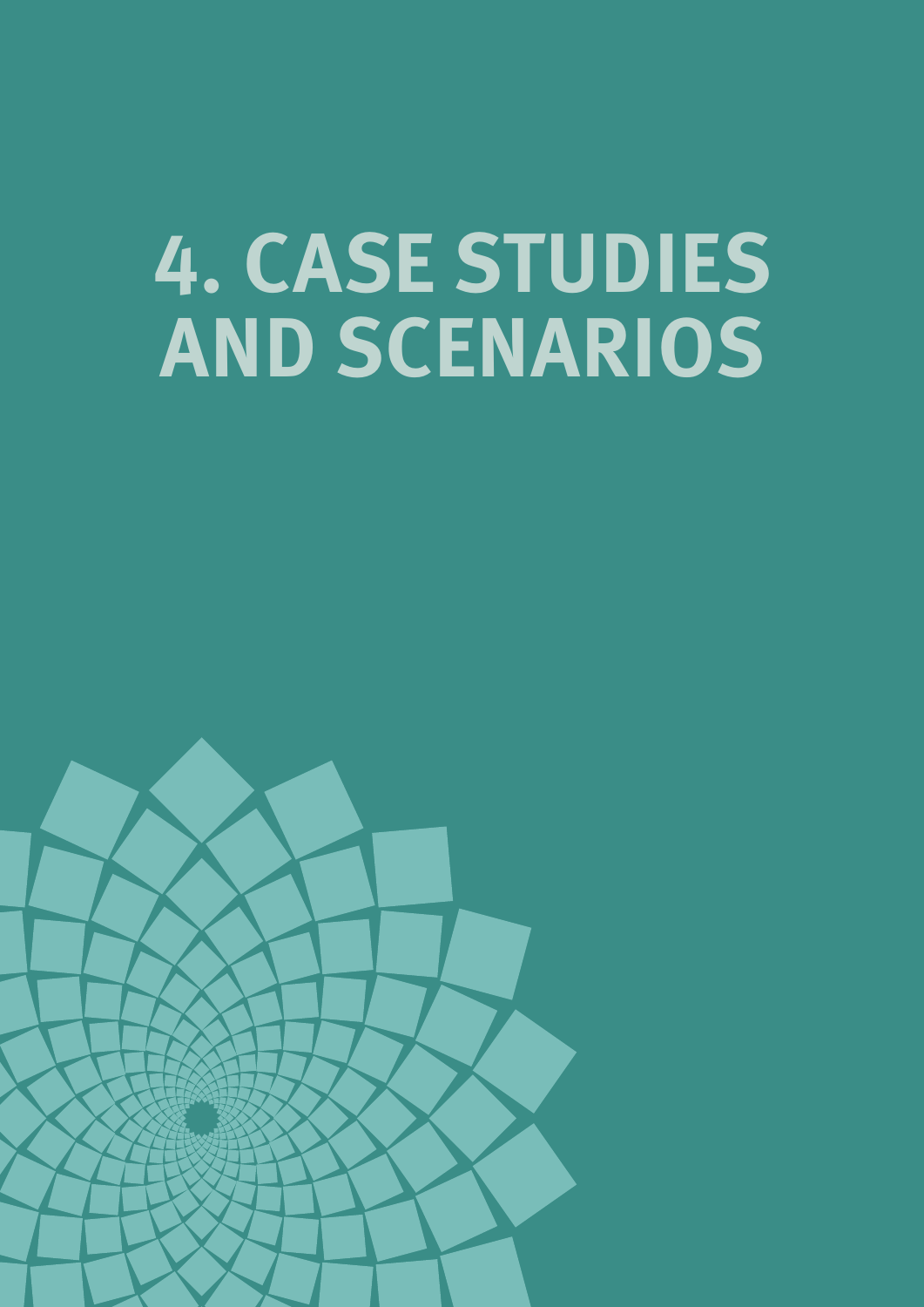# 4. CASE STUDIES AND SCENARIOS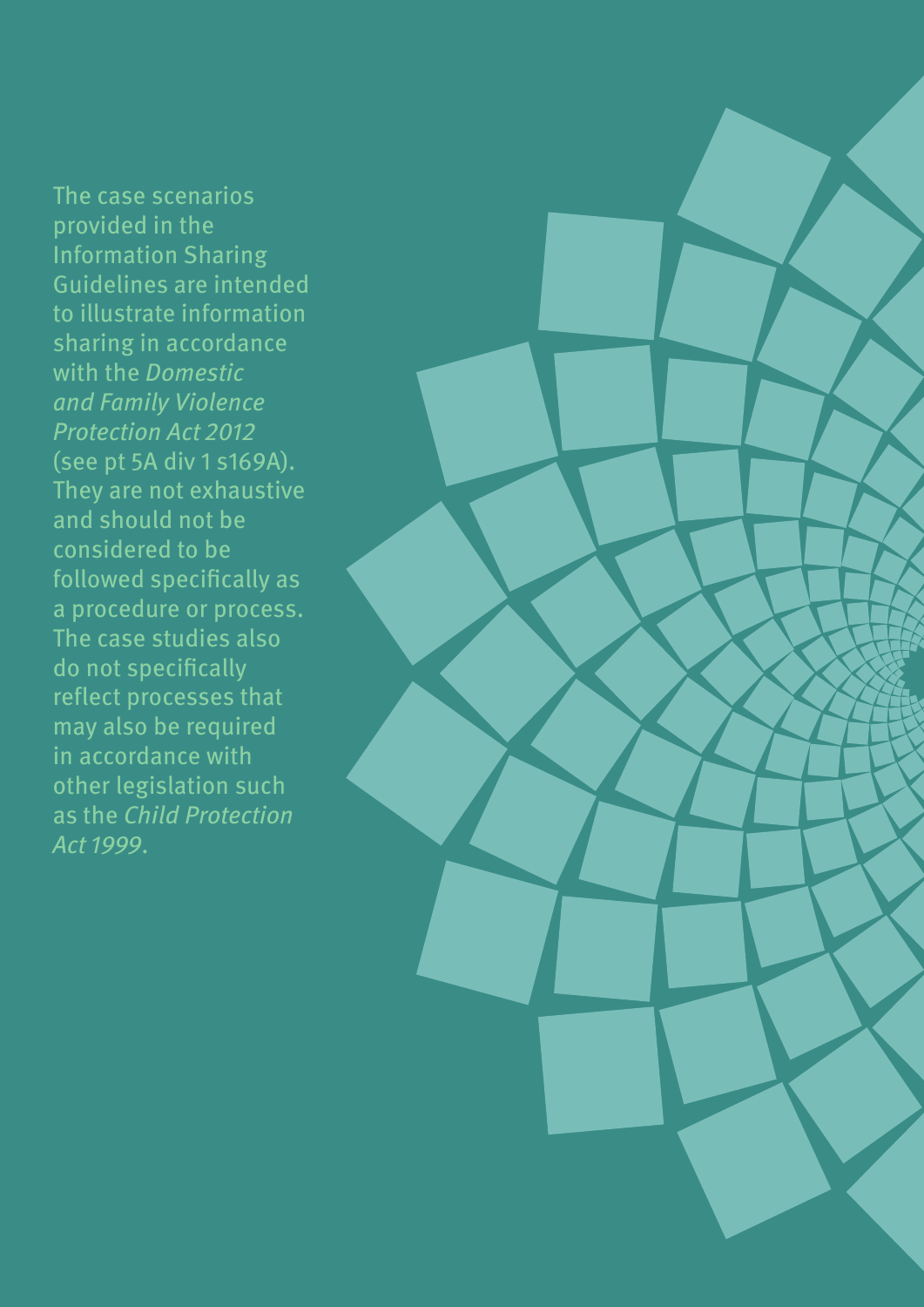The case scenarios provided in the Information Sharing Guidelines are intended to illustrate information sharing in accordance with the *Domestic and Family Violence Protection Act 2012* (see pt 5A div 1 s169A). They are not exhaustive and should not be considered to be followed specifically as a procedure or process. The case studies also do not specifically reflect processes that may also be required in accordance with other legislation such as the *Child Protection Act 1999*.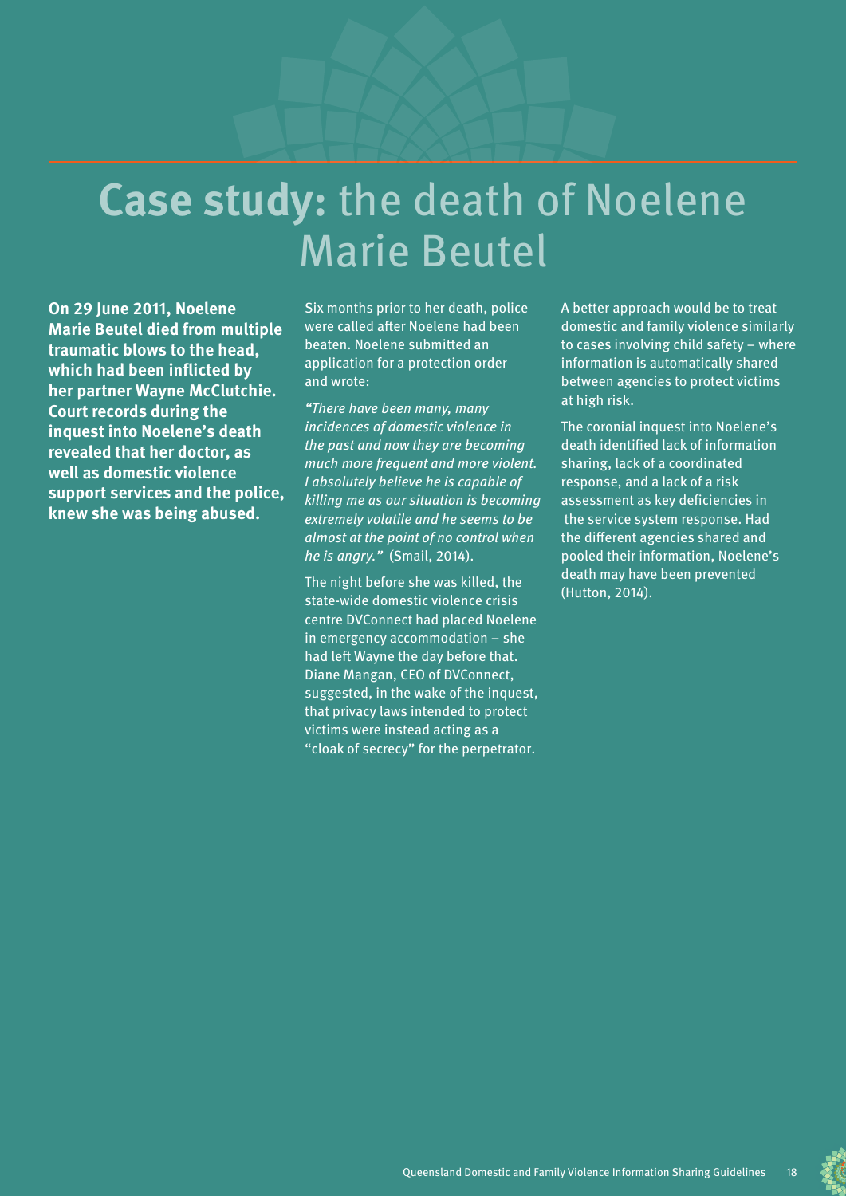# **Case study:** the death of Noelene Marie Beutel

**On 29 June 2011, Noelene Marie Beutel died from multiple traumatic blows to the head, which had been inflicted by her partner Wayne McClutchie. Court records during the inquest into Noelene's death revealed that her doctor, as well as domestic violence support services and the police, knew she was being abused.**

Six months prior to her death, police were called after Noelene had been beaten. Noelene submitted an application for a protection order and wrote:

*"There have been many, many incidences of domestic violence in the past and now they are becoming much more frequent and more violent. I absolutely believe he is capable of killing me as our situation is becoming extremely volatile and he seems to be almost at the point of no control when he is angry."* (Smail, 2014).

The night before she was killed, the state-wide domestic violence crisis centre DVConnect had placed Noelene in emergency accommodation – she had left Wayne the day before that. Diane Mangan, CEO of DVConnect, suggested, in the wake of the inquest, that privacy laws intended to protect victims were instead acting as a "cloak of secrecy" for the perpetrator.

A better approach would be to treat domestic and family violence similarly to cases involving child safety – where information is automatically shared between agencies to protect victims at high risk.

The coronial inquest into Noelene's death identified lack of information sharing, lack of a coordinated response, and a lack of a risk assessment as key deficiencies in the service system response. Had the different agencies shared and pooled their information, Noelene's death may have been prevented (Hutton, 2014).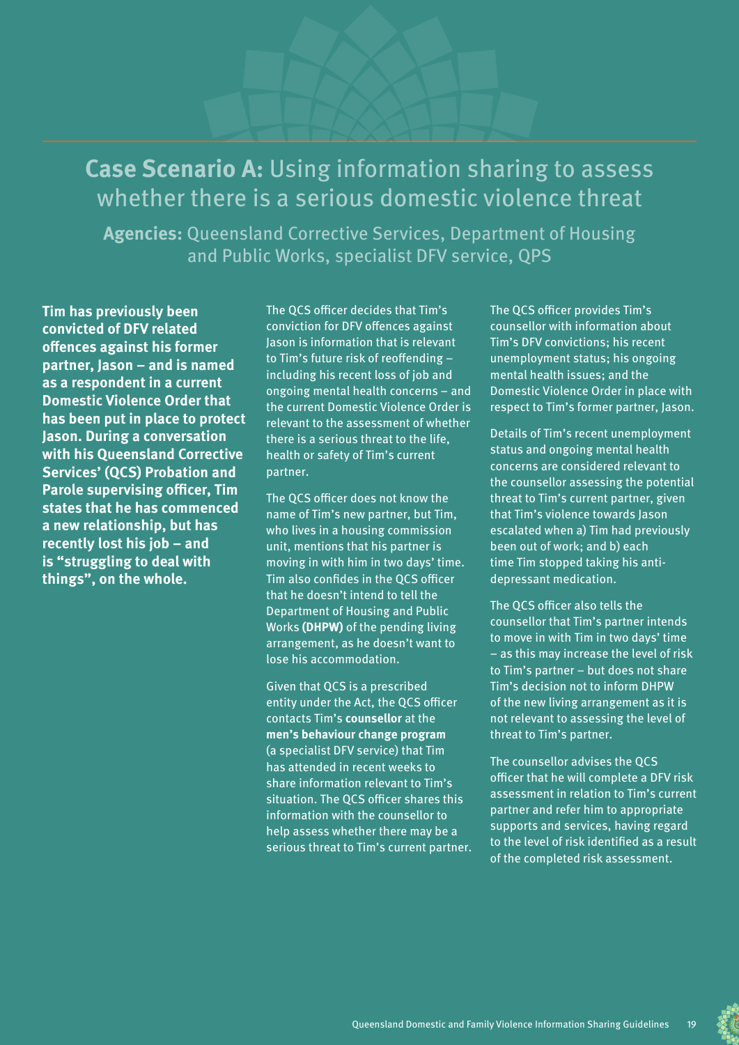## **Case Scenario A:** Using information sharing to assess whether there is a serious domestic violence threat

**Agencies:** Queensland Corrective Services, Department of Housing and Public Works, specialist DFV service, QPS

**Tim has previously been convicted of DFV related offences against his former partner, Jason – and is named as a respondent in a current Domestic Violence Order that has been put in place to protect Jason. During a conversation with his Queensland Corrective Services' (QCS) Probation and Parole supervising officer, Tim states that he has commenced a new relationship, but has recently lost his job – and is "struggling to deal with things", on the whole.**

The QCS officer decides that Tim's conviction for DFV offences against Jason is information that is relevant to Tim's future risk of reoffending – including his recent loss of job and ongoing mental health concerns – and the current Domestic Violence Order is relevant to the assessment of whether there is a serious threat to the life, health or safety of Tim's current partner.

The QCS officer does not know the name of Tim's new partner, but Tim, who lives in a housing commission unit, mentions that his partner is moving in with him in two days' time. Tim also confides in the QCS officer that he doesn't intend to tell the Department of Housing and Public Works **(DHPW)** of the pending living arrangement, as he doesn't want to lose his accommodation.

Given that QCS is a prescribed entity under the Act, the QCS officer contacts Tim's **counsellor** at the **men's behaviour change program** (a specialist DFV service) that Tim has attended in recent weeks to share information relevant to Tim's situation. The QCS officer shares this information with the counsellor to help assess whether there may be a serious threat to Tim's current partner.

The QCS officer provides Tim's counsellor with information about Tim's DFV convictions; his recent unemployment status; his ongoing mental health issues; and the Domestic Violence Order in place with respect to Tim's former partner, Jason.

Details of Tim's recent unemployment status and ongoing mental health concerns are considered relevant to the counsellor assessing the potential threat to Tim's current partner, given that Tim's violence towards Jason escalated when a) Tim had previously been out of work; and b) each time Tim stopped taking his anti-depressant medication.

The QCS officer also tells the counsellor that Tim's partner intends to move in with Tim in two days' time – as this may increase the level of risk to Tim's partner – but does not share Tim's decision not to inform DHPW of the new living arrangement as it is not relevant to assessing the level of threat to Tim's partner.

The counsellor advises the QCS officer that he will complete a DFV risk assessment in relation to Tim's current partner and refer him to appropriate supports and services, having regard to the level of risk identified as a result of the completed risk assessment.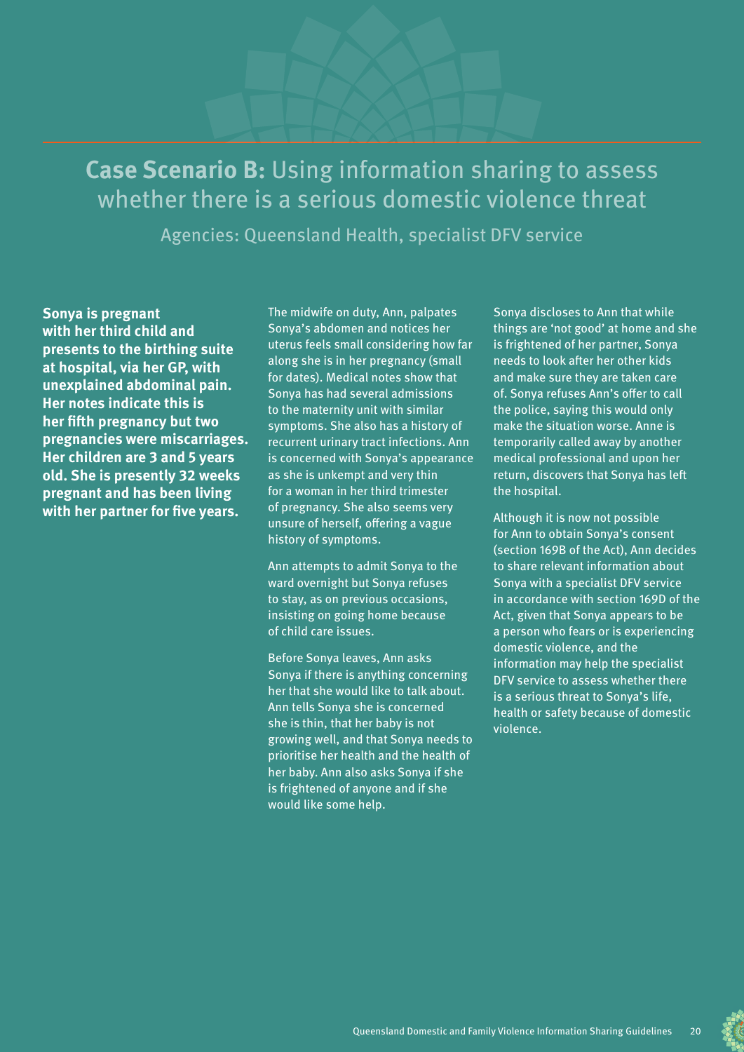## **Case Scenario B:** Using information sharing to assess whether there is a serious domestic violence threat

Agencies: Queensland Health, specialist DFV service

**Sonya is pregnant with her third child and presents to the birthing suite at hospital, via her GP, with unexplained abdominal pain. Her notes indicate this is her fifth pregnancy but two pregnancies were miscarriages. Her children are 3 and 5 years old. She is presently 32 weeks pregnant and has been living with her partner for five years.**

The midwife on duty, Ann, palpates Sonya's abdomen and notices her uterus feels small considering how far along she is in her pregnancy (small for dates). Medical notes show that Sonya has had several admissions to the maternity unit with similar symptoms. She also has a history of recurrent urinary tract infections. Ann is concerned with Sonya's appearance as she is unkempt and very thin for a woman in her third trimester of pregnancy. She also seems very unsure of herself, offering a vague history of symptoms.

Ann attempts to admit Sonya to the ward overnight but Sonya refuses to stay, as on previous occasions, insisting on going home because of child care issues.

Before Sonya leaves, Ann asks Sonya if there is anything concerning her that she would like to talk about. Ann tells Sonya she is concerned she is thin, that her baby is not growing well, and that Sonya needs to prioritise her health and the health of her baby. Ann also asks Sonya if she is frightened of anyone and if she would like some help.

Sonya discloses to Ann that while things are 'not good' at home and she is frightened of her partner, Sonya needs to look after her other kids and make sure they are taken care of. Sonya refuses Ann's offer to call the police, saying this would only make the situation worse. Anne is temporarily called away by another medical professional and upon her return, discovers that Sonya has left the hospital.

Although it is now not possible for Ann to obtain Sonya's consent (section 169B of the Act), Ann decides to share relevant information about Sonya with a specialist DFV service in accordance with section 169D of the Act, given that Sonya appears to be a person who fears or is experiencing domestic violence, and the information may help the specialist DFV service to assess whether there is a serious threat to Sonya's life, health or safety because of domestic violence.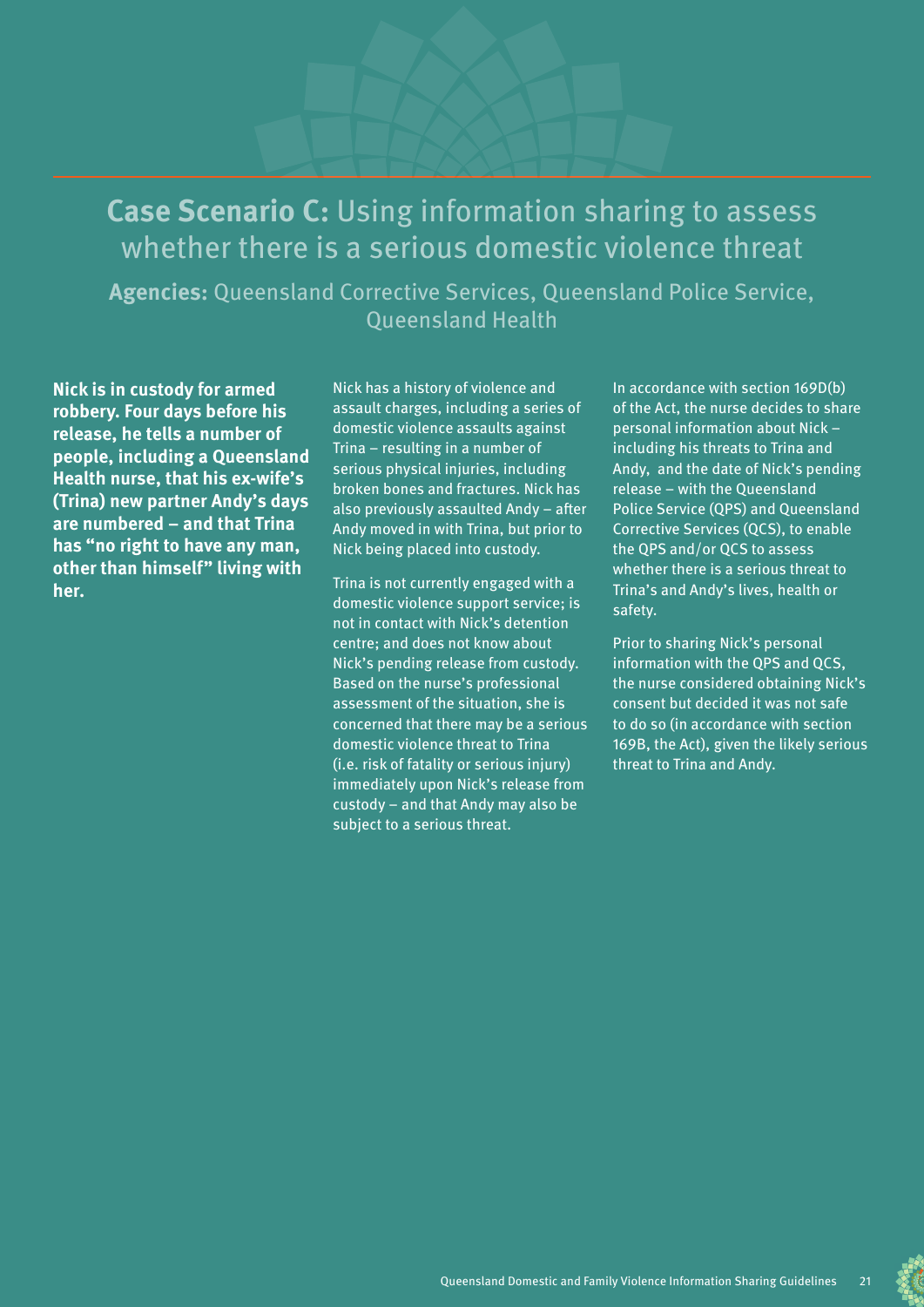## **Case Scenario C:** Using information sharing to assess whether there is a serious domestic violence threat

**Agencies:** Queensland Corrective Services, Queensland Police Service, Queensland Health

**Nick is in custody for armed robbery. Four days before his release, he tells a number of people, including a Queensland Health nurse, that his ex-wife's (Trina) new partner Andy's days are numbered – and that Trina has "no right to have any man, other than himself" living with her.**

Nick has a history of violence and assault charges, including a series of domestic violence assaults against Trina – resulting in a number of serious physical injuries, including broken bones and fractures. Nick has also previously assaulted Andy – after Andy moved in with Trina, but prior to Nick being placed into custody.

Trina is not currently engaged with a domestic violence support service; is not in contact with Nick's detention centre; and does not know about Nick's pending release from custody. Based on the nurse's professional assessment of the situation, she is concerned that there may be a serious domestic violence threat to Trina (i.e. risk of fatality or serious injury) immediately upon Nick's release from custody – and that Andy may also be subject to a serious threat.

In accordance with section 169D(b) of the Act, the nurse decides to share personal information about Nick – including his threats to Trina and Andy, and the date of Nick's pending release – with the Queensland Police Service (QPS) and Queensland Corrective Services (QCS), to enable the QPS and/or QCS to assess whether there is a serious threat to Trina's and Andy's lives, health or safety.

Prior to sharing Nick's personal information with the QPS and QCS, the nurse considered obtaining Nick's consent but decided it was not safe to do so (in accordance with section 169B, the Act), given the likely serious threat to Trina and Andy.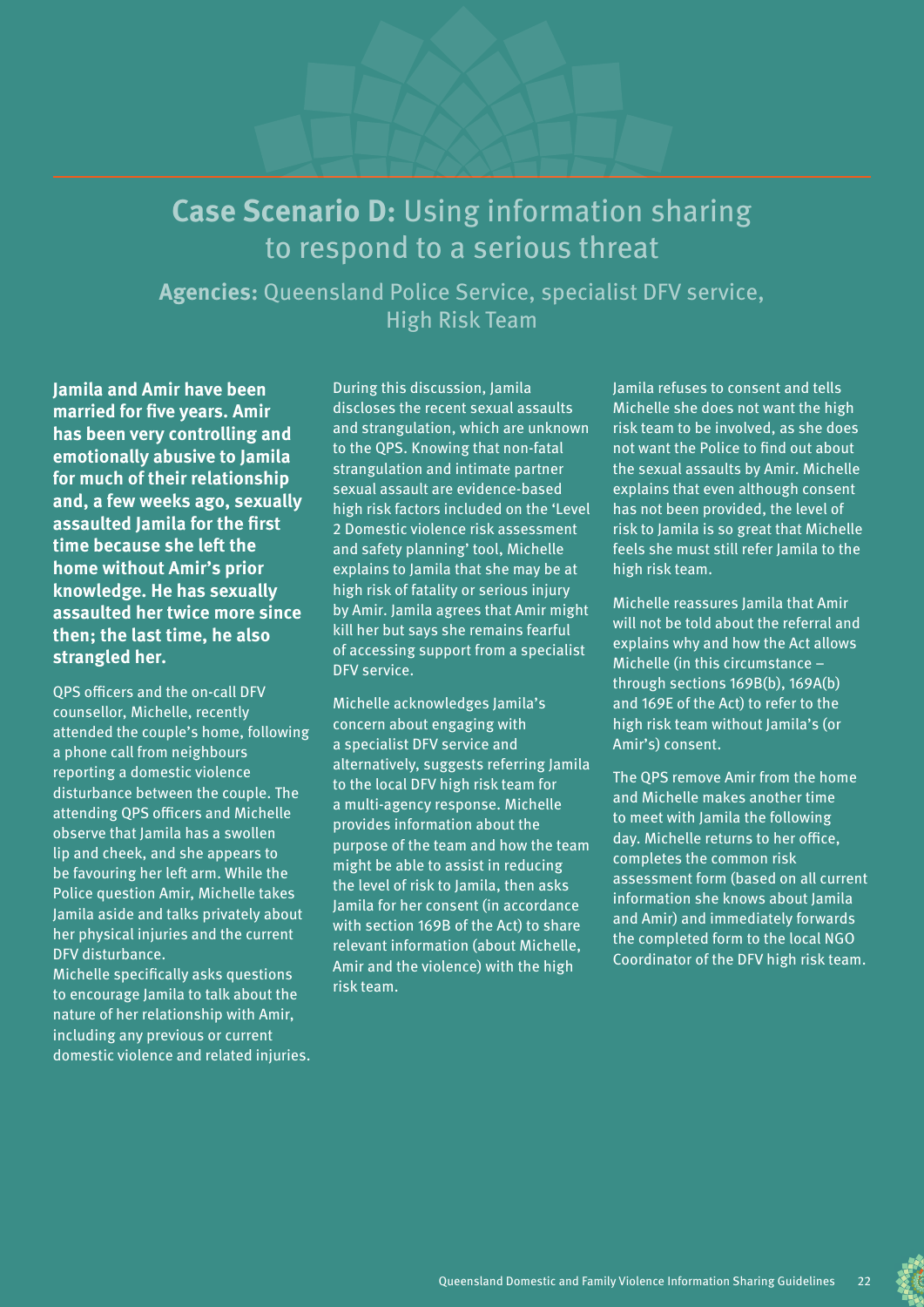## **Case Scenario D:** Using information sharing to respond to a serious threat

**Agencies:** Queensland Police Service, specialist DFV service, High Risk Team

**Jamila and Amir have been married for five years. Amir has been very controlling and emotionally abusive to Jamila for much of their relationship and, a few weeks ago, sexually assaulted Jamila for the first time because she left the home without Amir's prior knowledge. He has sexually assaulted her twice more since then; the last time, he also strangled her.**

QPS officers and the on-call DFV counsellor, Michelle, recently attended the couple's home, following a phone call from neighbours reporting a domestic violence disturbance between the couple. The attending QPS officers and Michelle observe that Jamila has a swollen lip and cheek, and she appears to be favouring her left arm. While the Police question Amir, Michelle takes Jamila aside and talks privately about her physical injuries and the current DFV disturbance.
Michelle specifically asks questions to encourage Jamila to talk about the nature of her relationship with Amir, including any previous or current domestic violence and related injuries.

During this discussion, Jamila discloses the recent sexual assaults and strangulation, which are unknown to the QPS. Knowing that non-fatal strangulation and intimate partner sexual assault are evidence-based high risk factors included on the 'Level 2 Domestic violence risk assessment and safety planning' tool, Michelle explains to Jamila that she may be at high risk of fatality or serious injury by Amir. Jamila agrees that Amir might kill her but says she remains fearful of accessing support from a specialist DFV service.

Michelle acknowledges Jamila's concern about engaging with a specialist DFV service and alternatively, suggests referring Jamila to the local DFV high risk team for a multi-agency response. Michelle provides information about the purpose of the team and how the team might be able to assist in reducing the level of risk to Jamila, then asks Jamila for her consent (in accordance with section 169B of the Act) to share relevant information (about Michelle, Amir and the violence) with the high risk team.

Jamila refuses to consent and tells Michelle she does not want the high risk team to be involved, as she does not want the Police to find out about the sexual assaults by Amir. Michelle explains that even although consent has not been provided, the level of risk to Jamila is so great that Michelle feels she must still refer Jamila to the high risk team.

Michelle reassures Jamila that Amir will not be told about the referral and explains why and how the Act allows Michelle (in this circumstance – through sections 169B(b), 169A(b) and 169E of the Act) to refer to the high risk team without Jamila's (or Amir's) consent.

The QPS remove Amir from the home and Michelle makes another time to meet with Jamila the following day. Michelle returns to her office, completes the common risk assessment form (based on all current information she knows about Jamila and Amir) and immediately forwards the completed form to the local NGO Coordinator of the DFV high risk team.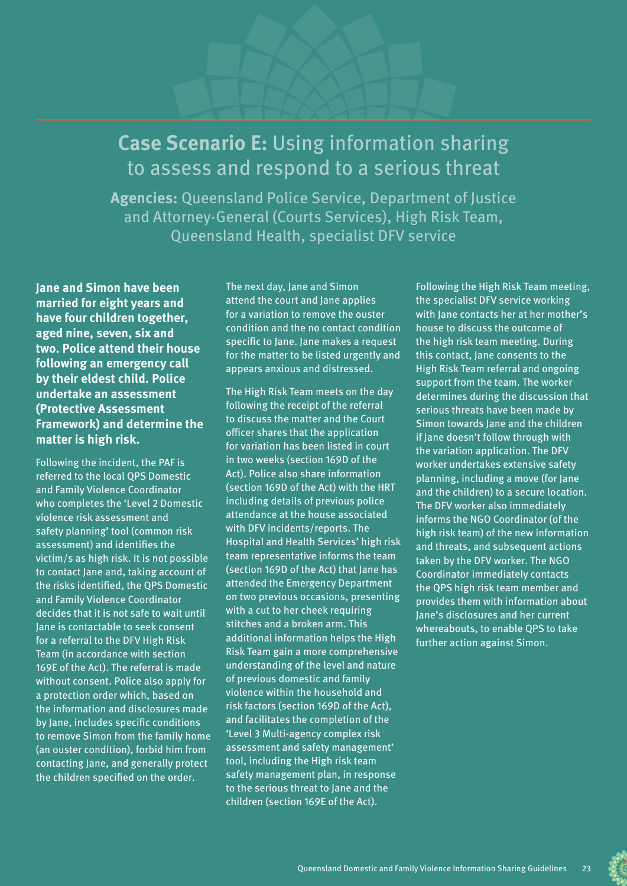# **Case Scenario E:** Using information sharing to assess and respond to a serious threat

**Agencies:** Queensland Police Service, Department of Justice and Attorney-General (Courts Services), High Risk Team, Queensland Health, specialist DFV service

**Jane and Simon have been married for eight years and have four children together, aged nine, seven, six and two. Police attend their house following an emergency call by their eldest child. Police undertake an assessment (Protective Assessment Framework) and determine the matter is high risk.**

Following the incident, the PAF is referred to the local QPS Domestic and Family Violence Coordinator who completes the 'Level 2 Domestic violence risk assessment and safety planning' tool (common risk assessment) and identifies the victim/s as high risk. It is not possible to contact Jane and, taking account of the risks identified, the QPS Domestic and Family Violence Coordinator decides that it is not safe to wait until Jane is contactable to seek consent for a referral to the DFV High Risk Team (in accordance with section 169E of the Act). The referral is made without consent. Police also apply for a protection order which, based on the information and disclosures made by Jane, includes specific conditions to remove Simon from the family home (an ouster condition), forbid him from contacting Jane, and generally protect the children specified on the order.

The next day, Jane and Simon attend the court and Jane applies for a variation to remove the ouster condition and the no contact condition specific to Jane. Jane makes a request for the matter to be listed urgently and appears anxious and distressed.

The High Risk Team meets on the day following the receipt of the referral to discuss the matter and the Court officer shares that the application for variation has been listed in court in two weeks (section 169D of the Act). Police also share information (section 169D of the Act) with the HRT including details of previous police attendance at the house associated with DFV incidents/reports. The Hospital and Health Services' high risk team representative informs the team (section 169D of the Act) that Jane has attended the Emergency Department on two previous occasions, presenting with a cut to her cheek requiring stitches and a broken arm. This additional information helps the High Risk Team gain a more comprehensive understanding of the level and nature of previous domestic and family violence within the household and risk factors (section 169D of the Act), and facilitates the completion of the 'Level 3 Multi-agency complex risk assessment and safety management' tool, including the High risk team safety management plan, in response to the serious threat to Jane and the children (section 169E of the Act).

Following the High Risk Team meeting, the specialist DFV service working with Jane contacts her at her mother's house to discuss the outcome of the high risk team meeting. During this contact, Jane consents to the High Risk Team referral and ongoing support from the team. The worker determines during the discussion that serious threats have been made by Simon towards Jane and the children if Jane doesn't follow through with the variation application. The DFV worker undertakes extensive safety planning, including a move (for Jane and the children) to a secure location. The DFV worker also immediately informs the NGO Coordinator (of the high risk team) of the new information and threats, and subsequent actions taken by the DFV worker. The NGO Coordinator immediately contacts the QPS high risk team member and provides them with information about Jane's disclosures and her current whereabouts, to enable QPS to take further action against Simon.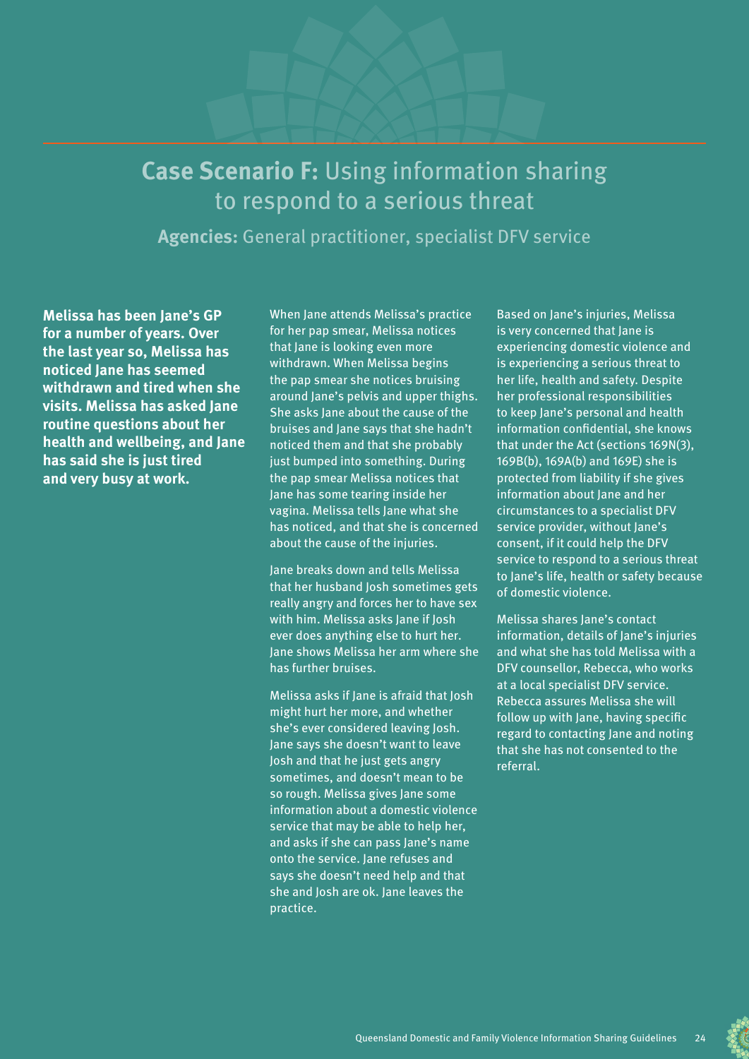# **Case Scenario F:** Using information sharing to respond to a serious threat

**Agencies:** General practitioner, specialist DFV service

**Melissa has been Jane's GP for a number of years. Over the last year so, Melissa has noticed Jane has seemed withdrawn and tired when she visits. Melissa has asked Jane routine questions about her health and wellbeing, and Jane has said she is just tired and very busy at work.**

When Jane attends Melissa's practice for her pap smear, Melissa notices that Jane is looking even more withdrawn. When Melissa begins the pap smear she notices bruising around Jane's pelvis and upper thighs. She asks Jane about the cause of the bruises and Jane says that she hadn't noticed them and that she probably just bumped into something. During the pap smear Melissa notices that Jane has some tearing inside her vagina. Melissa tells Jane what she has noticed, and that she is concerned about the cause of the injuries.

Jane breaks down and tells Melissa that her husband Josh sometimes gets really angry and forces her to have sex with him. Melissa asks Jane if Josh ever does anything else to hurt her. Jane shows Melissa her arm where she has further bruises.

Melissa asks if Jane is afraid that Josh might hurt her more, and whether she's ever considered leaving Josh. Jane says she doesn't want to leave Josh and that he just gets angry sometimes, and doesn't mean to be so rough. Melissa gives Jane some information about a domestic violence service that may be able to help her, and asks if she can pass Jane's name onto the service. Jane refuses and says she doesn't need help and that she and Josh are ok. Jane leaves the practice.

Based on Jane's injuries, Melissa is very concerned that Jane is experiencing domestic violence and is experiencing a serious threat to her life, health and safety. Despite her professional responsibilities to keep Jane's personal and health information confidential, she knows that under the Act (sections 169N(3), 169B(b), 169A(b) and 169E) she is protected from liability if she gives information about Jane and her circumstances to a specialist DFV service provider, without Jane's consent, if it could help the DFV service to respond to a serious threat to Jane's life, health or safety because of domestic violence.

Melissa shares Jane's contact information, details of Jane's injuries and what she has told Melissa with a DFV counsellor, Rebecca, who works at a local specialist DFV service. Rebecca assures Melissa she will follow up with Jane, having specific regard to contacting Jane and noting that she has not consented to the referral.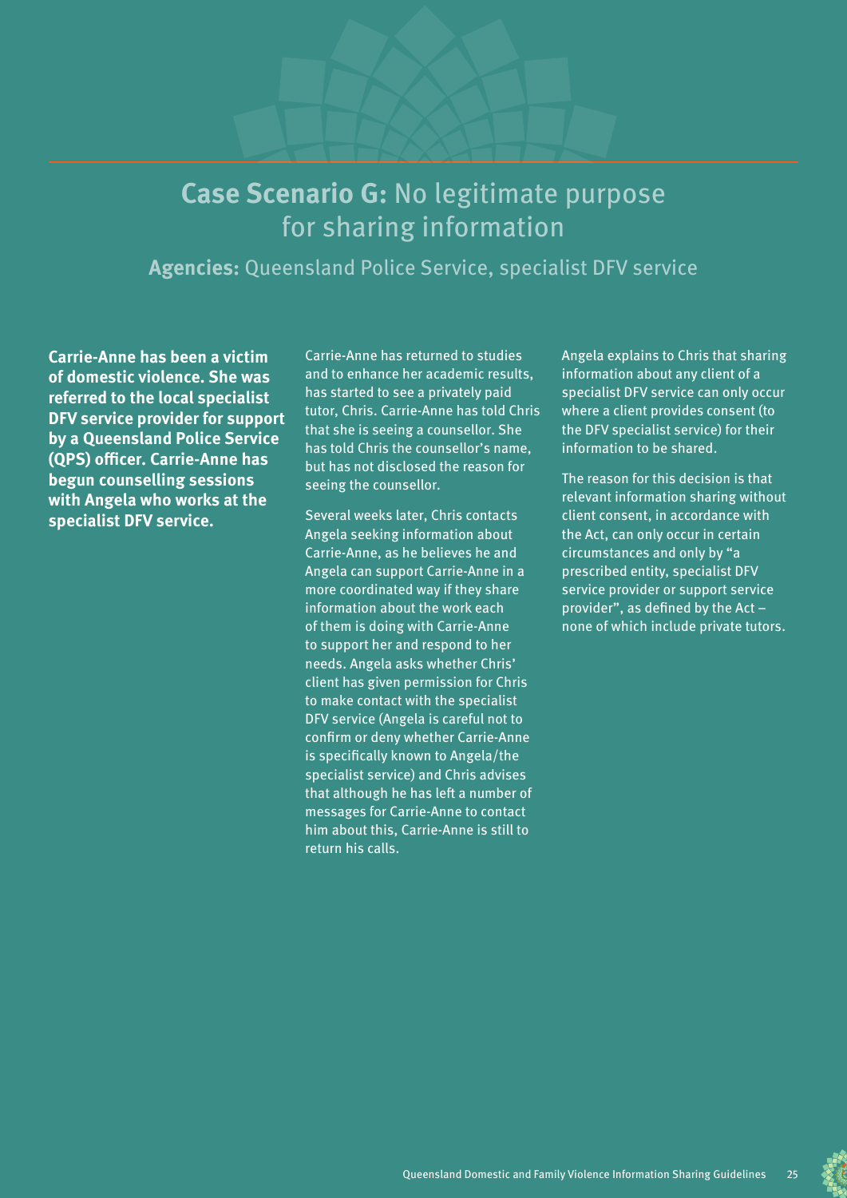# **Case Scenario G:** No legitimate purpose for sharing information

**Agencies:** Queensland Police Service, specialist DFV service

**Carrie-Anne has been a victim of domestic violence. She was referred to the local specialist DFV service provider for support by a Queensland Police Service (QPS) officer. Carrie-Anne has begun counselling sessions with Angela who works at the specialist DFV service.**

Carrie-Anne has returned to studies and to enhance her academic results, has started to see a privately paid tutor, Chris. Carrie-Anne has told Chris that she is seeing a counsellor. She has told Chris the counsellor's name, but has not disclosed the reason for seeing the counsellor.

Several weeks later, Chris contacts Angela seeking information about Carrie-Anne, as he believes he and Angela can support Carrie-Anne in a more coordinated way if they share information about the work each of them is doing with Carrie-Anne to support her and respond to her needs. Angela asks whether Chris' client has given permission for Chris to make contact with the specialist DFV service (Angela is careful not to confirm or deny whether Carrie-Anne is specifically known to Angela/the specialist service) and Chris advises that although he has left a number of messages for Carrie-Anne to contact him about this, Carrie-Anne is still to return his calls.

Angela explains to Chris that sharing information about any client of a specialist DFV service can only occur where a client provides consent (to the DFV specialist service) for their information to be shared.

The reason for this decision is that relevant information sharing without client consent, in accordance with the Act, can only occur in certain circumstances and only by "a prescribed entity, specialist DFV service provider or support service provider", as defined by the Act – none of which include private tutors.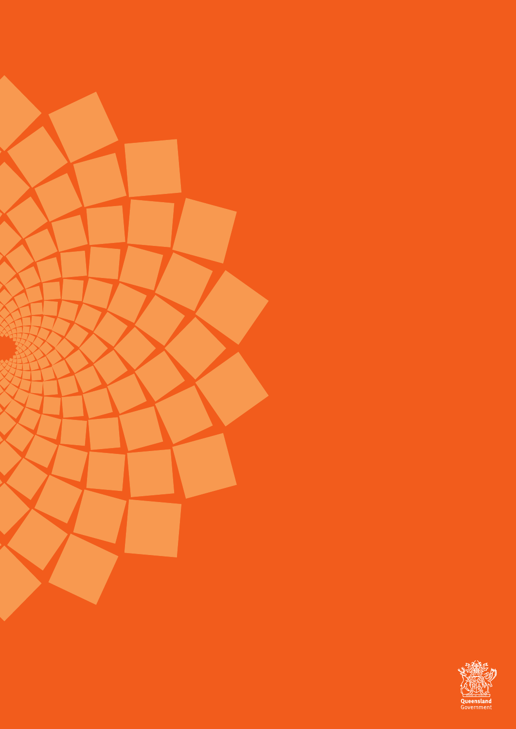Queensland Government